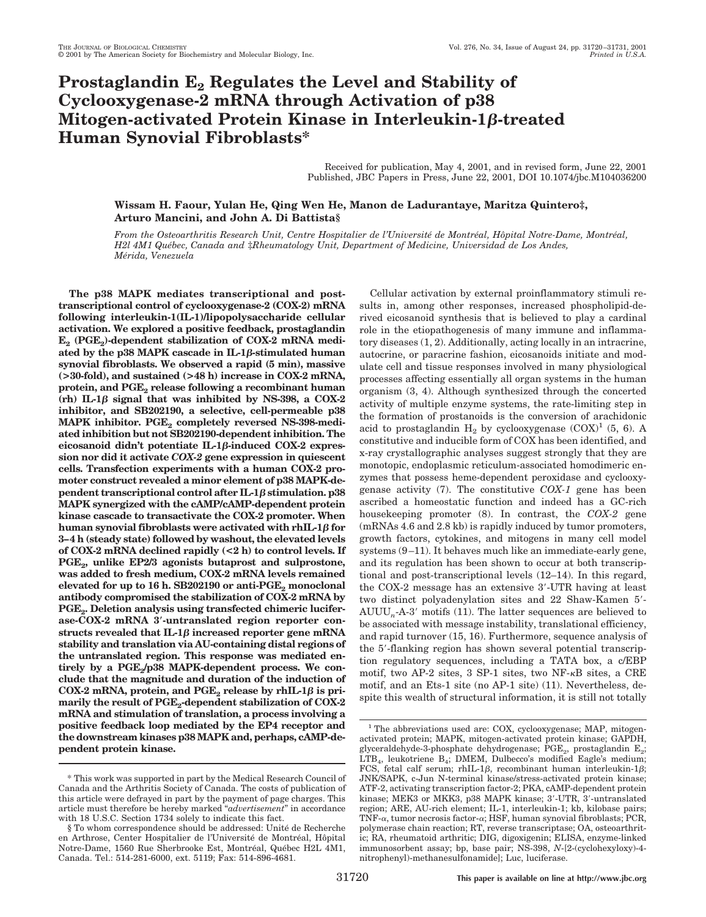# Prostaglandin $E_2$ Regulates the Level and Stability of Cyclooxygenase-2 mRNA through Activation of p38 Mitogen-activated Protein Kinase in Interleukin-1β-treated Human Synovial Fibroblasts*

Received for publication, May 4, 2001, and in revised form, June 22, 2001
Published, JBC Papers in Press, June 22, 2001, DOI 10.1074/jbc.M104036200

**Wissam H. Faour, Yulan He, Qing Wen He, Manon de Ladurantaye, Maritza Quintero‡, Arturo Mancini, and John A. Di Battista§**

*From the Osteoarthritis Research Unit, Centre Hospitalier de l'Université de Montréal, Hôpital Notre-Dame, Montréal, H2l 4M1 Québec, Canada and ‡Rheumatology Unit, Department of Medicine, Universidad de Los Andes, Mérida, Venezuela*

**The p38 MAPK mediates transcriptional and post-transcriptional control of cyclooxygenase-2 (COX-2) mRNA following interleukin-1(IL-1)/lipopolysaccharide cellular activation. We explored a positive feedback, prostaglandin $E_2$ ($PGE_2$)-dependent stabilization of COX-2 mRNA mediated by the p38 MAPK cascade in IL-1β-stimulated human synovial fibroblasts. We observed a rapid (5 min), massive (>30-fold), and sustained (>48 h) increase in COX-2 mRNA, protein, and $PGE_2$ release following a recombinant human (rh) IL-1β signal that was inhibited by NS-398, a COX-2 inhibitor, and SB202190, a selective, cell-permeable p38 MAPK inhibitor. $PGE_2$ completely reversed NS-398-mediated inhibition but not SB202190-dependent inhibition. The eicosanoid didn't potentiate IL-1β-induced COX-2 expression nor did it activate *COX-2* gene expression in quiescent cells. Transfection experiments with a human COX-2 promoter construct revealed a minor element of p38 MAPK-dependent transcriptional control after IL-1β stimulation. p38 MAPK synergized with the cAMP/cAMP-dependent protein kinase cascade to transactivate the COX-2 promoter. When human synovial fibroblasts were activated with rhIL-1β for 3–4 h (steady state) followed by washout, the elevated levels of COX-2 mRNA declined rapidly (<2 h) to control levels. If $PGE_2$, unlike EP2/3 agonists butaprost and sulprostone, was added to fresh medium, COX-2 mRNA levels remained elevated for up to 16 h. SB202190 or anti-$PGE_2$ monoclonal antibody compromised the stabilization of COX-2 mRNA by $PGE_2$. Deletion analysis using transfected chimeric luciferase-COX-2 mRNA 3′-untranslated region reporter constructs revealed that IL-1β increased reporter gene mRNA stability and translation via AU-containing distal regions of the untranslated region. This response was mediated entirely by a $PGE_2$/p38 MAPK-dependent process. We conclude that the magnitude and duration of the induction of COX-2 mRNA, protein, and $PGE_2$ release by rhIL-1β is primarily the result of $PGE_2$-dependent stabilization of COX-2 mRNA and stimulation of translation, a process involving a positive feedback loop mediated by the EP4 receptor and the downstream kinases p38 MAPK and, perhaps, cAMP-dependent protein kinase.**

Cellular activation by external proinflammatory stimuli results in, among other responses, increased phospholipid-derived eicosanoid synthesis that is believed to play a cardinal role in the etiopathogenesis of many immune and inflammatory diseases (1, 2). Additionally, acting locally in an intracrine, autocrine, or paracrine fashion, eicosanoids initiate and modulate cell and tissue responses involved in many physiological processes affecting essentially all organ systems in the human organism (3, 4). Although synthesized through the concerted activity of multiple enzyme systems, the rate-limiting step in the formation of prostanoids is the conversion of arachidonic acid to prostaglandin $H_2$ by cyclooxygenase (COX)[1] (5, 6). A constitutive and inducible form of COX has been identified, and x-ray crystallographic analyses suggest strongly that they are monotopic, endoplasmic reticulum-associated homodimeric enzymes that possess heme-dependent peroxidase and cyclooxygenase activity (7). The constitutive *COX-1* gene has been ascribed a homeostatic function and indeed has a GC-rich housekeeping promoter (8). In contrast, the *COX-2* gene (mRNAs 4.6 and 2.8 kb) is rapidly induced by tumor promoters, growth factors, cytokines, and mitogens in many cell model systems (9–11). It behaves much like an immediate-early gene, and its regulation has been shown to occur at both transcriptional and post-transcriptional levels (12–14). In this regard, the COX-2 message has an extensive 3′-UTR having at least two distinct polyadenylation sites and 22 Shaw-Kamen 5′-$AUUU_n$-A-3′ motifs (11). The latter sequences are believed to be associated with message instability, translational efficiency, and rapid turnover (15, 16). Furthermore, sequence analysis of the 5′-flanking region has shown several potential transcription regulatory sequences, including a TATA box, a c/EBP motif, two AP-2 sites, 3 SP-1 sites, two NF-κB sites, a CRE motif, and an Ets-1 site (no AP-1 site) (11). Nevertheless, despite this wealth of structural information, it is still not totally

\* This work was supported in part by the Medical Research Council of Canada and the Arthritis Society of Canada. The costs of publication of this article were defrayed in part by the payment of page charges. This article must therefore be hereby marked "*advertisement*" in accordance with 18 U.S.C. Section 1734 solely to indicate this fact.

§ To whom correspondence should be addressed: Unité de Recherche en Arthrose, Center Hospitalier de l'Université de Montréal, Hôpital Notre-Dame, 1560 Rue Sherbrooke Est, Montréal, Québec H2L 4M1, Canada. Tel.: 514-281-6000, ext. 5119; Fax: 514-896-4681.

[1] The abbreviations used are: COX, cyclooxygenase; MAP, mitogen-activated protein; MAPK, mitogen-activated protein kinase; GAPDH, glyceraldehyde-3-phosphate dehydrogenase; $PGE_2$, prostaglandin $E_2$; $LTB_4$, leukotriene $B_4$; DMEM, Dulbecco's modified Eagle's medium; FCS, fetal calf serum; rhIL-1β, recombinant human interleukin-1β; JNK/SAPK, c-Jun N-terminal kinase/stress-activated protein kinase; ATF-2, activating transcription factor-2; PKA, cAMP-dependent protein kinase; MEK3 or MKK3, p38 MAPK kinase; 3′-UTR, 3′-untranslated region; ARE, AU-rich element; IL-1, interleukin-1; kb, kilobase pairs; TNF-α, tumor necrosis factor-α; HSF, human synovial fibroblasts; PCR, polymerase chain reaction; RT, reverse transcriptase; OA, osteoarthritic; RA, rheumatoid arthritic; DIG, digoxigenin; ELISA, enzyme-linked immunosorbent assay; bp, base pair; NS-398, N-[2-(cyclohexyloxy)-4-nitrophenyl)-methanesulfonamide]; Luc, luciferase.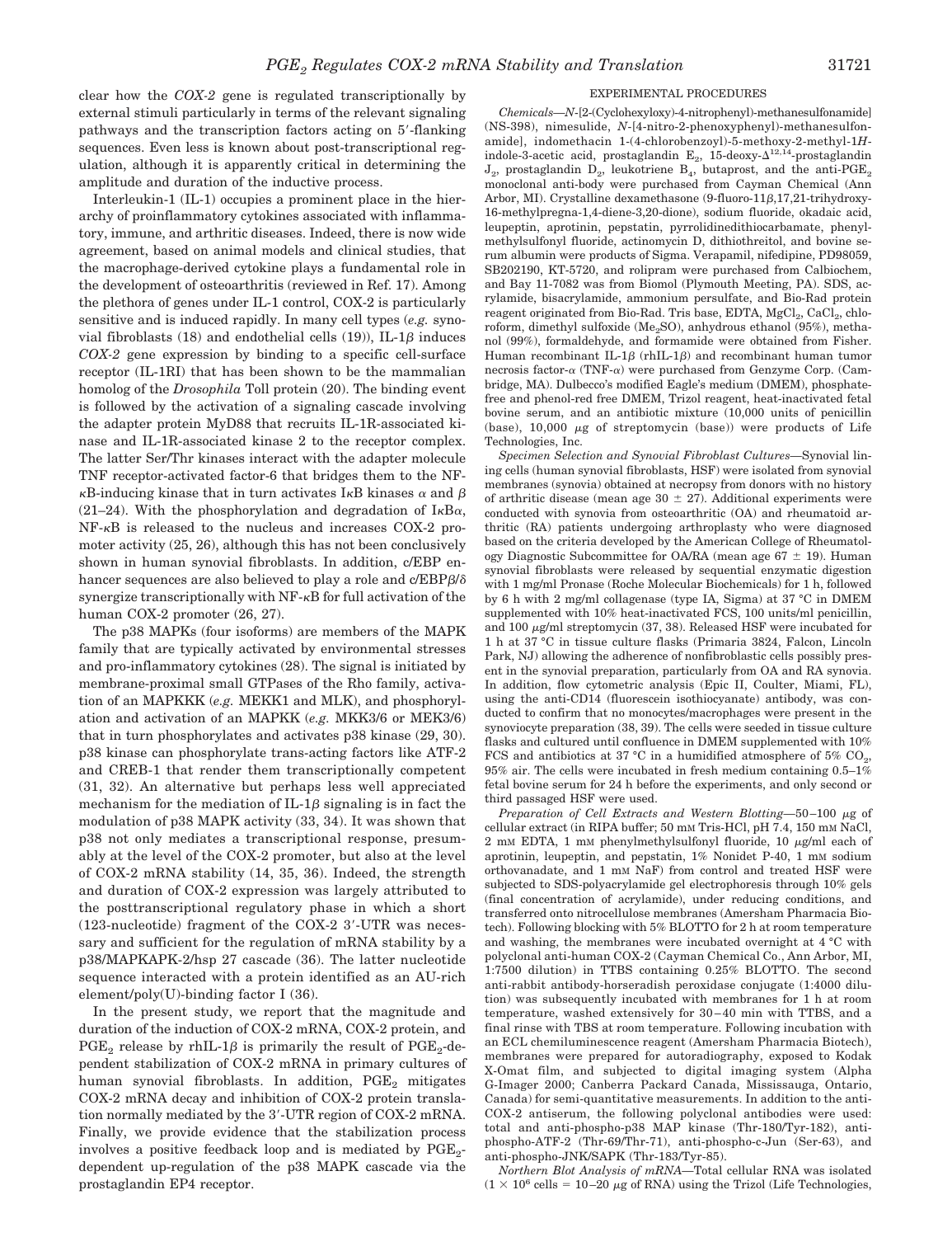clear how the *COX-2* gene is regulated transcriptionally by external stimuli particularly in terms of the relevant signaling pathways and the transcription factors acting on 5′-flanking sequences. Even less is known about post-transcriptional regulation, although it is apparently critical in determining the amplitude and duration of the inductive process.

Interleukin-1 (IL-1) occupies a prominent place in the hierarchy of proinflammatory cytokines associated with inflammatory, immune, and arthritic diseases. Indeed, there is now wide agreement, based on animal models and clinical studies, that the macrophage-derived cytokine plays a fundamental role in the development of osteoarthritis (reviewed in Ref. 17). Among the plethora of genes under IL-1 control, COX-2 is particularly sensitive and is induced rapidly. In many cell types (*e.g.* synovial fibroblasts (18) and endothelial cells (19)), IL-1β induces *COX-2* gene expression by binding to a specific cell-surface receptor (IL-1RI) that has been shown to be the mammalian homolog of the *Drosophila* Toll protein (20). The binding event is followed by the activation of a signaling cascade involving the adapter protein MyD88 that recruits IL-1R-associated kinase and IL-1R-associated kinase 2 to the receptor complex. The latter Ser/Thr kinases interact with the adapter molecule TNF receptor-activated factor-6 that bridges them to the NF-κB-inducing kinase that in turn activates IκB kinases α and β (21–24). With the phosphorylation and degradation of IκBα, NF-κB is released to the nucleus and increases COX-2 promoter activity (25, 26), although this has not been conclusively shown in human synovial fibroblasts. In addition, c/EBP enhancer sequences are also believed to play a role and c/EBPβ/δ synergize transcriptionally with NF-κB for full activation of the human COX-2 promoter (26, 27).

The p38 MAPKs (four isoforms) are members of the MAPK family that are typically activated by environmental stresses and pro-inflammatory cytokines (28). The signal is initiated by membrane-proximal small GTPases of the Rho family, activation of an MAPKKK (*e.g.* MEKK1 and MLK), and phosphorylation and activation of an MAPKK (*e.g.* MKK3/6 or MEK3/6) that in turn phosphorylates and activates p38 kinase (29, 30). p38 kinase can phosphorylate trans-acting factors like ATF-2 and CREB-1 that render them transcriptionally competent (31, 32). An alternative but perhaps less well appreciated mechanism for the mediation of IL-1β signaling is in fact the modulation of p38 MAPK activity (33, 34). It was shown that p38 not only mediates a transcriptional response, presumably at the level of the COX-2 promoter, but also at the level of COX-2 mRNA stability (14, 35, 36). Indeed, the strength and duration of COX-2 expression was largely attributed to the posttranscriptional regulatory phase in which a short (123-nucleotide) fragment of the COX-2 3′-UTR was necessary and sufficient for the regulation of mRNA stability by a p38/MAPKAPK-2/hsp 27 cascade (36). The latter nucleotide sequence interacted with a protein identified as an AU-rich element/poly(U)-binding factor I (36).

In the present study, we report that the magnitude and duration of the induction of COX-2 mRNA, COX-2 protein, and $PGE_2$ release by rhIL-1β is primarily the result of $PGE_2$-dependent stabilization of COX-2 mRNA in primary cultures of human synovial fibroblasts. In addition, $PGE_2$ mitigates COX-2 mRNA decay and inhibition of COX-2 protein translation normally mediated by the 3′-UTR region of COX-2 mRNA. Finally, we provide evidence that the stabilization process involves a positive feedback loop and is mediated by $PGE_2$-dependent up-regulation of the p38 MAPK cascade via the prostaglandin EP4 receptor.

## EXPERIMENTAL PROCEDURES

*Chemicals*—*N*-[2-(Cyclohexyloxy)-4-nitrophenyl)-methanesulfonamide] (NS-398), nimesulide, *N*-[4-nitro-2-phenoxyphenyl)-methanesulfonamide], indomethacin 1-(4-chlorobenzoyl)-5-methoxy-2-methyl-1*H*-indole-3-acetic acid, prostaglandin $E_2$, 15-deoxy-$\Delta^{12,14}$-prostaglandin $J_2$, prostaglandin $D_2$, leukotriene $B_4$, butaprost, and the anti-$PGE_2$ monoclonal anti-body were purchased from Cayman Chemical (Ann Arbor, MI). Crystalline dexamethasone (9-fluoro-11β,17,21-trihydroxy-16-methylpregna-1,4-diene-3,20-dione), sodium fluoride, okadaic acid, leupeptin, aprotinin, pepstatin, pyrrolidinedithiocarbamate, phenylmethylsulfonyl fluoride, actinomycin D, dithiothreitol, and bovine serum albumin were products of Sigma. Verapamil, nifedipine, PD98059, SB202190, KT-5720, and rolipram were purchased from Calbiochem, and Bay 11-7082 was from Biomol (Plymouth Meeting, PA). SDS, acrylamide, bisacrylamide, ammonium persulfate, and Bio-Rad protein reagent originated from Bio-Rad. Tris base, EDTA, $MgCl_2$, $CaCl_2$, chloroform, dimethyl sulfoxide ($Me_2SO$), anhydrous ethanol (95%), methanol (99%), formaldehyde, and formamide were obtained from Fisher. Human recombinant IL-1β (rhIL-1β) and recombinant human tumor necrosis factor-α (TNF-α) were purchased from Genzyme Corp. (Cambridge, MA). Dulbecco's modified Eagle's medium (DMEM), phosphate-free and phenol-red free DMEM, Trizol reagent, heat-inactivated fetal bovine serum, and an antibiotic mixture (10,000 units of penicillin (base), 10,000 μg of streptomycin (base)) were products of Life Technologies, Inc.

*Specimen Selection and Synovial Fibroblast Cultures*—Synovial lining cells (human synovial fibroblasts, HSF) were isolated from synovial membranes (synovia) obtained at necropsy from donors with no history of arthritic disease (mean age 30 ± 27). Additional experiments were conducted with synovia from osteoarthritic (OA) and rheumatoid arthritic (RA) patients undergoing arthroplasty who were diagnosed based on the criteria developed by the American College of Rheumatology Diagnostic Subcommittee for OA/RA (mean age 67 ± 19). Human synovial fibroblasts were released by sequential enzymatic digestion with 1 mg/ml Pronase (Roche Molecular Biochemicals) for 1 h, followed by 6 h with 2 mg/ml collagenase (type IA, Sigma) at 37 °C in DMEM supplemented with 10% heat-inactivated FCS, 100 units/ml penicillin, and 100 μg/ml streptomycin (37, 38). Released HSF were incubated for 1 h at 37 °C in tissue culture flasks (Primaria 3824, Falcon, Lincoln Park, NJ) allowing the adherence of nonfibroblastic cells possibly present in the synovial preparation, particularly from OA and RA synovia. In addition, flow cytometric analysis (Epic II, Coulter, Miami, FL), using the anti-CD14 (fluorescein isothiocyanate) antibody, was conducted to confirm that no monocytes/macrophages were present in the synoviocyte preparation (38, 39). The cells were seeded in tissue culture flasks and cultured until confluence in DMEM supplemented with 10% FCS and antibiotics at 37 °C in a humidified atmosphere of 5% $CO_2$, 95% air. The cells were incubated in fresh medium containing 0.5–1% fetal bovine serum for 24 h before the experiments, and only second or third passaged HSF were used.

*Preparation of Cell Extracts and Western Blotting*—50–100 μg of cellular extract (in RIPA buffer; 50 mM Tris-HCl, pH 7.4, 150 mM NaCl, 2 mM EDTA, 1 mM phenylmethylsulfonyl fluoride, 10 μg/ml each of aprotinin, leupeptin, and pepstatin, 1% Nonidet P-40, 1 mM sodium orthovanadate, and 1 mM NaF) from control and treated HSF were subjected to SDS-polyacrylamide gel electrophoresis through 10% gels (final concentration of acrylamide), under reducing conditions, and transferred onto nitrocellulose membranes (Amersham Pharmacia Biotech). Following blocking with 5% BLOTTO for 2 h at room temperature and washing, the membranes were incubated overnight at 4 °C with polyclonal anti-human COX-2 (Cayman Chemical Co., Ann Arbor, MI, 1:7500 dilution) in TTBS containing 0.25% BLOTTO. The second anti-rabbit antibody-horseradish peroxidase conjugate (1:4000 dilution) was subsequently incubated with membranes for 1 h at room temperature, washed extensively for 30–40 min with TTBS, and a final rinse with TBS at room temperature. Following incubation with an ECL chemiluminescence reagent (Amersham Pharmacia Biotech), membranes were prepared for autoradiography, exposed to Kodak X-Omat film, and subjected to digital imaging system (Alpha G-Imager 2000; Canberra Packard Canada, Mississauga, Ontario, Canada) for semi-quantitative measurements. In addition to the anti-COX-2 antiserum, the following polyclonal antibodies were used: total and anti-phospho-p38 MAP kinase (Thr-180/Tyr-182), anti-phospho-ATF-2 (Thr-69/Thr-71), anti-phospho-c-Jun (Ser-63), and anti-phospho-JNK/SAPK (Thr-183/Tyr-85).

*Northern Blot Analysis of mRNA*—Total cellular RNA was isolated ($1 \times 10^6$ cells = 10–20 μg of RNA) using the Trizol (Life Technologies,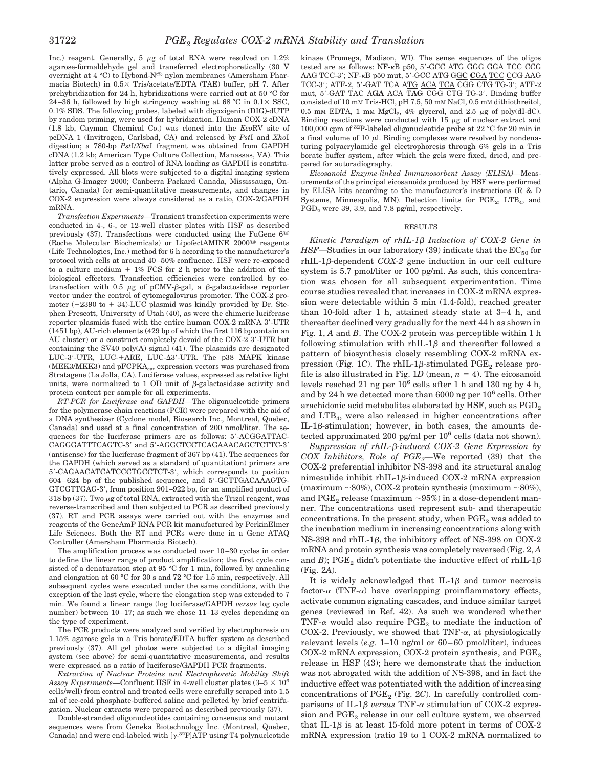Inc.) reagent. Generally, 5 μg of total RNA were resolved on 1.2% agarose-formaldehyde gel and transferred electrophoretically (30 V overnight at 4 °C) to Hybond-N® nylon membranes (Amersham Pharmacia Biotech) in 0.5× Tris/acetate/EDTA (TAE) buffer, pH 7. After prehybridization for 24 h, hybridizations were carried out at 50 °C for 24–36 h, followed by high stringency washing at 68 °C in 0.1× SSC, 0.1% SDS. The following probes, labeled with digoxigenin (DIG)-dUTP by random priming, were used for hybridization. Human COX-2 cDNA (1.8 kb, Cayman Chemical Co.) was cloned into the *Eco*RV site of pcDNA 1 (Invitrogen, Carlsbad, CA) and released by *Pst*I and *Xho*I digestion; a 780-bp *Pst*I/*Xba*I fragment was obtained from GAPDH cDNA (1.2 kb; American Type Culture Collection, Manassas, VA). This latter probe served as a control of RNA loading as GAPDH is constitutively expressed. All blots were subjected to a digital imaging system (Alpha G-Imager 2000; Canberra Packard Canada, Mississauga, Ontario, Canada) for semi-quantitative measurements, and changes in COX-2 expression were always considered as a ratio, COX-2/GAPDH mRNA.

*Transfection Experiments*—Transient transfection experiments were conducted in 4-, 6-, or 12-well cluster plates with HSF as described previously (37). Transfections were conducted using the FuGene 6™ (Roche Molecular Biochemicals) or LipofectAMINE 2000® reagents (Life Technologies, Inc.) method for 6 h according to the manufacturer's protocol with cells at around 40–50% confluence. HSF were re-exposed to a culture medium + 1% FCS for 2 h prior to the addition of the biological effectors. Transfection efficiencies were controlled by cotransfection with 0.5 μg of pCMV-β-gal, a β-galactosidase reporter vector under the control of cytomegalovirus promoter. The COX-2 promoter (−2390 to + 34)-LUC plasmid was kindly provided by Dr. Stephen Prescott, University of Utah (40), as were the chimeric luciferase reporter plasmids fused with the entire human COX-2 mRNA 3′-UTR (1451 bp), AU-rich elements (429 bp of which the first 116 bp contain an AU cluster) or a construct completely devoid of the COX-2 3′-UTR but containing the SV40 poly(A) signal (41). The plasmids are designated LUC-3′-UTR, LUC-+ARE, LUC-Δ3′-UTR. The p38 MAPK kinase (MEK3/MKK3) and pFCPKA$_{cat}$ expression vectors was purchased from Stratagene (La Jolla, CA). Luciferase values, expressed as relative light units, were normalized to 1 OD unit of β-galactosidase activity and protein content per sample for all experiments.

*RT-PCR for Luciferase and GAPDH*—The oligonucleotide primers for the polymerase chain reactions (PCR) were prepared with the aid of a DNA synthesizer (Cyclone model, Biosearch Inc., Montreal, Quebec, Canada) and used at a final concentration of 200 nmol/liter. The sequences for the luciferase primers are as follows: 5′-ACGGATTAC-CAGGGATTTCAGTC-3′ and 5′-AGGCTCCTCAGAAACAGCTCTTC-3′ (antisense) for the luciferase fragment of 367 bp (41). The sequences for the GAPDH (which served as a standard of quantitation) primers are 5′-CAGAACATCATCCCTGCCTCT-3′, which corresponds to position 604–624 bp of the published sequence, and 5′-GCTTGACAAAGTG-GTCGTTGAG-3′, from position 901–922 bp, for an amplified product of 318 bp (37). Two μg of total RNA, extracted with the Trizol reagent, was reverse-transcribed and then subjected to PCR as described previously (37). RT and PCR assays were carried out with the enzymes and reagents of the GeneAmP RNA PCR kit manufactured by PerkinElmer Life Sciences. Both the RT and PCRs were done in a Gene ATAQ Controller (Amersham Pharmacia Biotech).

The amplification process was conducted over 10–30 cycles in order to define the linear range of product amplification; the first cycle consisted of a denaturation step at 95 °C for 1 min, followed by annealing and elongation at 60 °C for 30 s and 72 °C for 1.5 min, respectively. All subsequent cycles were executed under the same conditions, with the exception of the last cycle, where the elongation step was extended to 7 min. We found a linear range (log luciferase/GAPDH *versus* log cycle number) between 10–17; as such we chose 11–13 cycles depending on the type of experiment.

The PCR products were analyzed and verified by electrophoresis on 1.15% agarose gels in a Tris borate/EDTA buffer system as described previously (37). All gel photos were subjected to a digital imaging system (see above) for semi-quantitative measurements, and results were expressed as a ratio of luciferase/GAPDH PCR fragments.

*Extraction of Nuclear Proteins and Electrophoretic Mobility Shift Assay Experiments*—Confluent HSF in 4-well cluster plates (3–5 × $10^6$ cells/well) from control and treated cells were carefully scraped into 1.5 ml of ice-cold phosphate-buffered saline and pelleted by brief centrifugation. Nuclear extracts were prepared as described previously (37).

Double-stranded oligonucleotides containing consensus and mutant sequences were from Geneka Biotechnology Inc. (Montreal, Quebec, Canada) and were end-labeled with [γ-$^{32}$P]ATP using T4 polynucleotide kinase (Promega, Madison, WI). The sense sequences of the oligos tested are as follows: NF-κB p50, 5′-GCC ATG GGG GGA TCC CCG AAG TCC-3′; NF-κB p50 mut, 5′-GCC ATG GG**C** CGA TCC CCG AAG TCC-3′; ATF-2, 5′-GAT TCA ATG ACA TCA CGG CTG TG-3′; ATF-2 mut, 5′-GAT TAC A**GA** ACA **TAG** CGG CTG TG-3′. Binding buffer consisted of 10 mM Tris-HCl, pH 7.5, 50 mM NaCl, 0.5 mM dithiothreitol, 0.5 mM EDTA, 1 mM $MgCl_2$, 4% glycerol, and 2.5 μg of poly(dI-dC). Binding reactions were conducted with 15 μg of nuclear extract and 100,000 cpm of $^{32}$P-labeled oligonucleotide probe at 22 °C for 20 min in a final volume of 10 μl. Binding complexes were resolved by nondenaturing polyacrylamide gel electrophoresis through 6% gels in a Tris borate buffer system, after which the gels were fixed, dried, and prepared for autoradiography.

*Eicosanoid Enzyme-linked Immunosorbent Assay (ELISA)*—Measurements of the principal eicosanoids produced by HSF were performed by ELISA kits according to the manufacturer's instructions (R & D Systems, Minneapolis, MN). Detection limits for $PGE_2$, $LTB_4$, and $PGD_2$ were 39, 3.9, and 7.8 pg/ml, respectively.

## RESULTS

*Kinetic Paradigm of rhIL-1β Induction of COX-2 Gene in HSF*—Studies in our laboratory (39) indicate that the $EC_{50}$ for rhIL-1β-dependent *COX-2* gene induction in our cell culture system is 5.7 pmol/liter or 100 pg/ml. As such, this concentration was chosen for all subsequent experimentation. Time course studies revealed that increases in COX-2 mRNA expression were detectable within 5 min (1.4-fold), reached greater than 10-fold after 1 h, attained steady state at 3–4 h, and thereafter declined very gradually for the next 44 h as shown in Fig. 1, *A* and *B*. The COX-2 protein was perceptible within 1 h following stimulation with rhIL-1β and thereafter followed a pattern of biosynthesis closely resembling COX-2 mRNA expression (Fig. 1*C*). The rhIL-1β-stimulated $PGE_2$ release profile is also illustrated in Fig. 1*D* (mean, *n* = 4). The eicosanoid levels reached 21 ng per $10^6$ cells after 1 h and 130 ng by 4 h, and by 24 h we detected more than 6000 ng per $10^6$ cells. Other arachidonic acid metabolites elaborated by HSF, such as $PGD_2$ and $LTB_4$, were also released in higher concentrations after IL-1β-stimulation; however, in both cases, the amounts detected approximated 200 pg/ml per $10^6$ cells (data not shown).

*Suppression of rhIL-β-induced COX-2 Gene Expression by COX Inhibitors, Role of $PGE_2$*—We reported (39) that the COX-2 preferential inhibitor NS-398 and its structural analog nimesulide inhibit rhIL-1β-induced COX-2 mRNA expression (maximum ~80%), COX-2 protein synthesis (maximum ~80%), and $PGE_2$ release (maximum ~95%) in a dose-dependent manner. The concentrations used represent sub- and therapeutic concentrations. In the present study, when $PGE_2$ was added to the incubation medium in increasing concentrations along with NS-398 and rhIL-1β, the inhibitory effect of NS-398 on COX-2 mRNA and protein synthesis was completely reversed (Fig. 2, *A* and *B*); $PGE_2$ didn't potentiate the inductive effect of rhIL-1β (Fig. 2*A*).

It is widely acknowledged that IL-1β and tumor necrosis factor-α (TNF-α) have overlapping proinflammatory effects, activate common signaling cascades, and induce similar target genes (reviewed in Ref. 42). As such we wondered whether TNF-α would also require $PGE_2$ to mediate the induction of COX-2. Previously, we showed that TNF-α, at physiologically relevant levels (*e.g.* 1–10 ng/ml or 60–60 pmol/liter), induces COX-2 mRNA expression, COX-2 protein synthesis, and $PGE_2$ release in HSF (43); here we demonstrate that the induction was not abrogated with the addition of NS-398, and in fact the inductive effect was potentiated with the addition of increasing concentrations of $PGE_2$ (Fig. 2*C*). In carefully controlled comparisons of IL-1β *versus* TNF-α stimulation of COX-2 expression and $PGE_2$ release in our cell culture system, we observed that IL-1β is at least 15-fold more potent in terms of COX-2 mRNA expression (ratio 19 to 1 COX-2 mRNA normalized to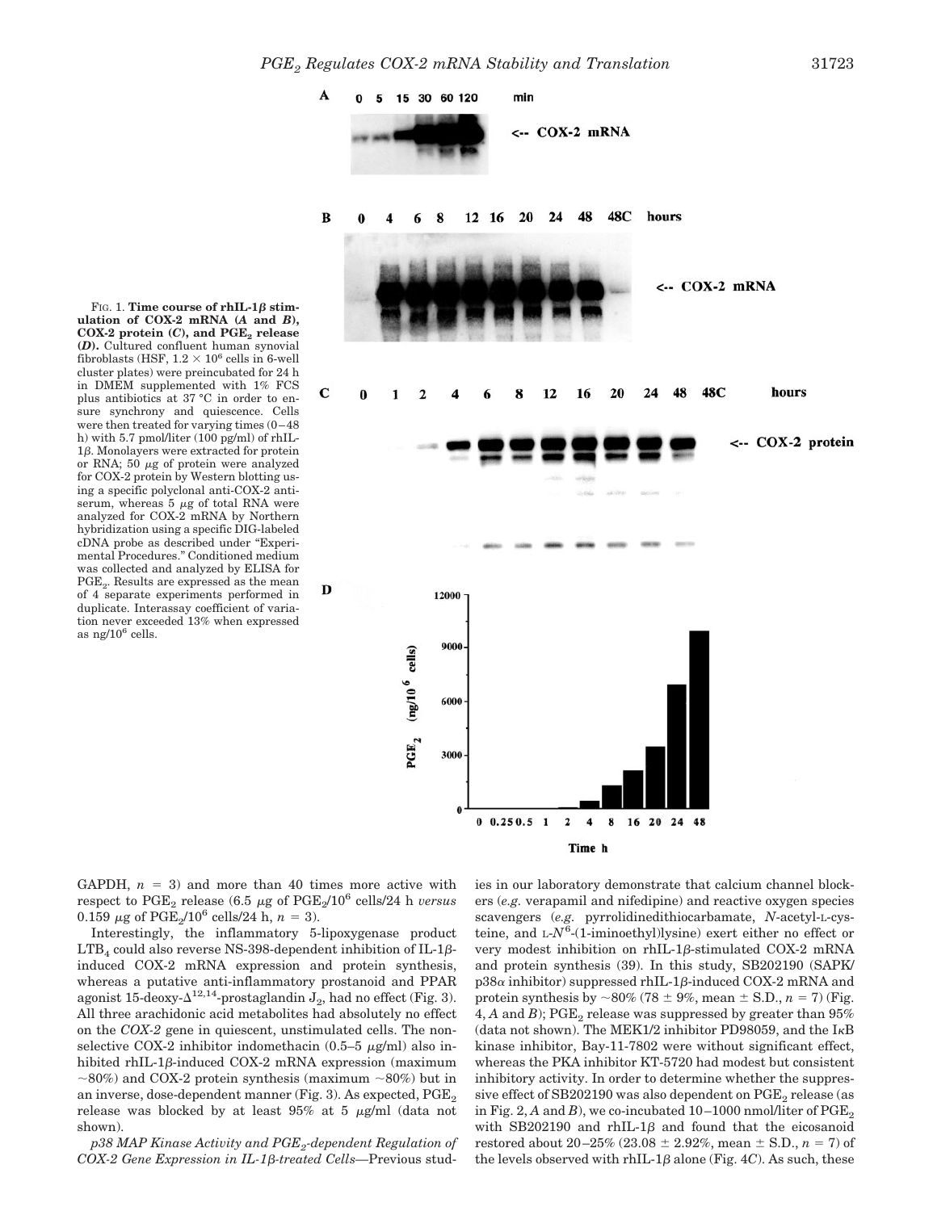FIG. 1. **Time course of rhIL-1β stimulation of COX-2 mRNA (*A* and *B*), COX-2 protein (*C*), and $PGE_2$ release (*D*).** Cultured confluent human synovial fibroblasts (HSF, $1.2 \times 10^6$ cells in 6-well cluster plates) were preincubated for 24 h in DMEM supplemented with 1% FCS plus antibiotics at 37 °C in order to ensure synchrony and quiescence. Cells were then treated for varying times (0–48 h) with 5.7 pmol/liter (100 pg/ml) of rhIL-1β. Monolayers were extracted for protein or RNA; 50 μg of protein were analyzed for COX-2 protein by Western blotting using a specific polyclonal anti-COX-2 antiserum, whereas 5 μg of total RNA were analyzed for COX-2 mRNA by Northern hybridization using a specific DIG-labeled cDNA probe as described under "Experimental Procedures." Conditioned medium was collected and analyzed by ELISA for $PGE_2$. Results are expressed as the mean of 4 separate experiments performed in duplicate. Interassay coefficient of variation never exceeded 13% when expressed as ng/$10^6$ cells.

GAPDH, $n = 3$) and more than 40 times more active with respect to $PGE_2$ release (6.5 μg of $PGE_2$/$10^6$ cells/24 h *versus* 0.159 μg of $PGE_2$/$10^6$ cells/24 h, $n = 3$).

Interestingly, the inflammatory 5-lipoxygenase product $LTB_4$ could also reverse NS-398-dependent inhibition of IL-1β-induced COX-2 mRNA expression and protein synthesis, whereas a putative anti-inflammatory prostanoid and PPAR agonist 15-deoxy-$\Delta^{12,14}$-prostaglandin $J_2$, had no effect (Fig. 3). All three arachidonic acid metabolites had absolutely no effect on the *COX-2* gene in quiescent, unstimulated cells. The non-selective COX-2 inhibitor indomethacin (0.5–5 μg/ml) also inhibited rhIL-1β-induced COX-2 mRNA expression (maximum ~80%) and COX-2 protein synthesis (maximum ~80%) but in an inverse, dose-dependent manner (Fig. 3). As expected, $PGE_2$ release was blocked by at least 95% at 5 μg/ml (data not shown).

*p38 MAP Kinase Activity and $PGE_2$-dependent Regulation of COX-2 Gene Expression in IL-1β-treated Cells*—Previous studies in our laboratory demonstrate that calcium channel blockers (*e.g.* verapamil and nifedipine) and reactive oxygen species scavengers (*e.g.* pyrrolidinedithiocarbamate, *N*-acetyl-L-cysteine, and L-$N^6$-(1-iminoethyl)lysine) exert either no effect or very modest inhibition on rhIL-1β-stimulated COX-2 mRNA and protein synthesis (39). In this study, SB202190 (SAPK/p38α inhibitor) suppressed rhIL-1β-induced COX-2 mRNA and protein synthesis by ~80% (78 ± 9%, mean ± S.D., $n = 7$) (Fig. 4, *A* and *B*); $PGE_2$ release was suppressed by greater than 95% (data not shown). The MEK1/2 inhibitor PD98059, and the IκB kinase inhibitor, Bay-11-7802 were without significant effect, whereas the PKA inhibitor KT-5720 had modest but consistent inhibitory activity. In order to determine whether the suppressive effect of SB202190 was also dependent on $PGE_2$ release (as in Fig. 2, *A* and *B*), we co-incubated 10–1000 nmol/liter of $PGE_2$ with SB202190 and rhIL-1β and found that the eicosanoid restored about 20–25% (23.08 ± 2.92%, mean ± S.D., $n = 7$) of the levels observed with rhIL-1β alone (Fig. 4*C*). As such, these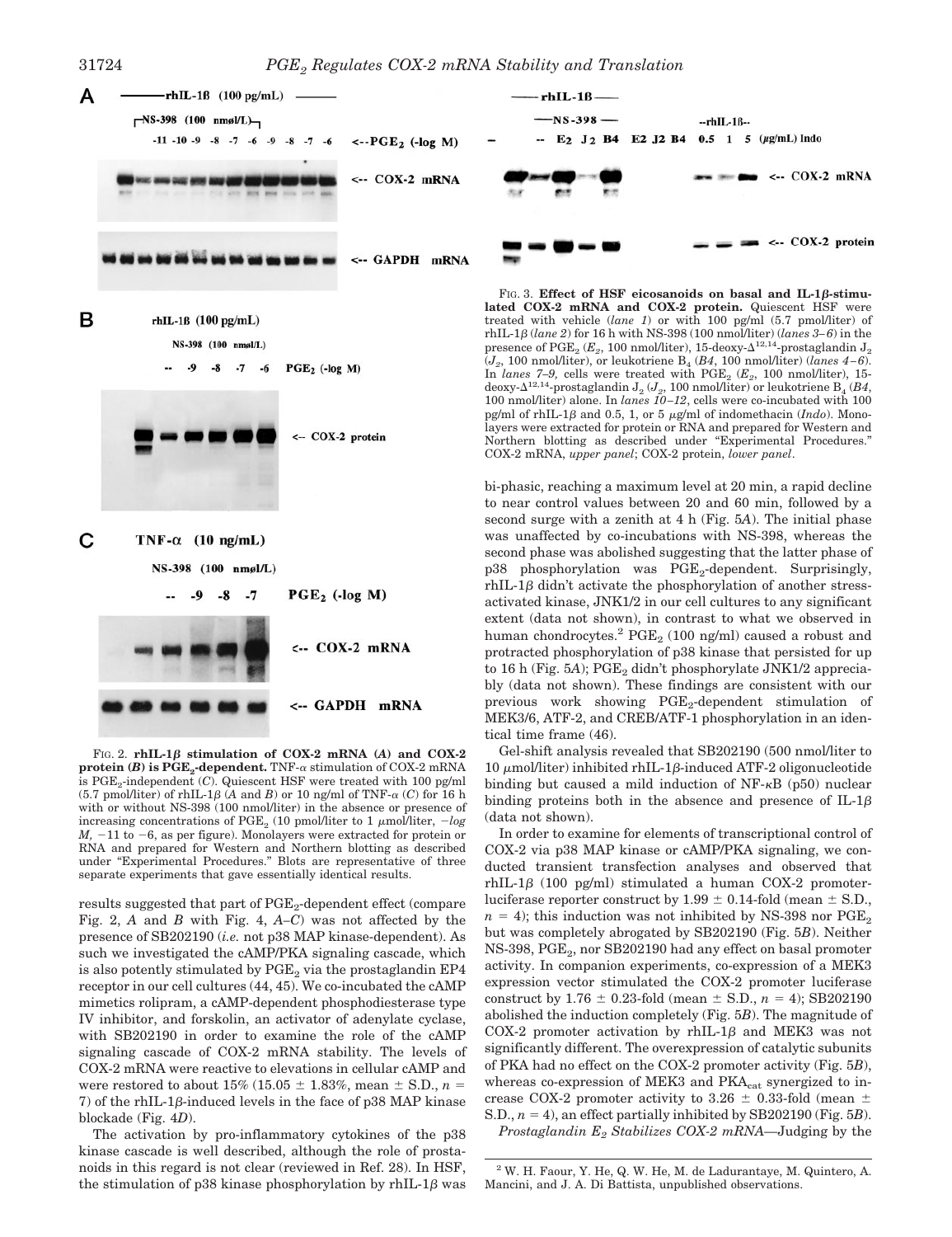FIG. 2. **rhIL-1β stimulation of COX-2 mRNA (A) and COX-2 protein (B) is PGE$_2$-dependent.** TNF-α stimulation of COX-2 mRNA is PGE$_2$-independent (C). Quiescent HSF were treated with 100 pg/ml (5.7 pmol/liter) of rhIL-1β (A and B) or 10 ng/ml of TNF-α (C) for 16 h with or without NS-398 (100 nmol/liter) in the absence or presence of increasing concentrations of PGE$_2$ (10 pmol/liter to 1 μmol/liter, *−log M*, −11 to −6, as per figure). Monolayers were extracted for protein or RNA and prepared for Western and Northern blotting as described under "Experimental Procedures." Blots are representative of three separate experiments that gave essentially identical results.

FIG. 3. **Effect of HSF eicosanoids on basal and IL-1β-stimulated COX-2 mRNA and COX-2 protein.** Quiescent HSF were treated with vehicle (*lane 1*) or with 100 pg/ml (5.7 pmol/liter) of rhIL-1β (*lane 2*) for 16 h with NS-398 (100 nmol/liter) (*lanes 3–6*) in the presence of PGE$_2$ (*E$_2$*, 100 nmol/liter), 15-deoxy-$\Delta^{12,14}$-prostaglandin J$_2$ (*J$_2$*, 100 nmol/liter), or leukotriene B$_4$ (*B4*, 100 nmol/liter) (*lanes 4–6*). In *lanes 7–9,* cells were treated with PGE$_2$ (*E$_2$*, 100 nmol/liter), 15-deoxy-$\Delta^{12,14}$-prostaglandin J$_2$ (*J$_2$*, 100 nmol/liter) or leukotriene B$_4$ (*B4*, 100 nmol/liter) alone. In *lanes 10–12*, cells were co-incubated with 100 pg/ml of rhIL-1β and 0.5, 1, or 5 μg/ml of indomethacin (*Indo*). Monolayers were extracted for protein or RNA and prepared for Western and Northern blotting as described under "Experimental Procedures." COX-2 mRNA, *upper panel*; COX-2 protein, *lower panel*.

results suggested that part of PGE$_2$-dependent effect (compare Fig. 2, *A* and *B* with Fig. 4, *A–C*) was not affected by the presence of SB202190 (*i.e.* not p38 MAP kinase-dependent). As such we investigated the cAMP/PKA signaling cascade, which is also potently stimulated by PGE$_2$ via the prostaglandin EP4 receptor in our cell cultures (44, 45). We co-incubated the cAMP mimetics rolipram, a cAMP-dependent phosphodiesterase type IV inhibitor, and forskolin, an activator of adenylate cyclase, with SB202190 in order to examine the role of the cAMP signaling cascade of COX-2 mRNA stability. The levels of COX-2 mRNA were reactive to elevations in cellular cAMP and were restored to about 15% (15.05 ± 1.83%, mean ± S.D., $n$ = 7) of the rhIL-1β-induced levels in the face of p38 MAP kinase blockade (Fig. 4*D*).

The activation by pro-inflammatory cytokines of the p38 kinase cascade is well described, although the role of prostanoids in this regard is not clear (reviewed in Ref. 28). In HSF, the stimulation of p38 kinase phosphorylation by rhIL-1β was bi-phasic, reaching a maximum level at 20 min, a rapid decline to near control values between 20 and 60 min, followed by a second surge with a zenith at 4 h (Fig. 5*A*). The initial phase was unaffected by co-incubations with NS-398, whereas the second phase was abolished suggesting that the latter phase of p38 phosphorylation was PGE$_2$-dependent. Surprisingly, rhIL-1β didn't activate the phosphorylation of another stress-activated kinase, JNK1/2 in our cell cultures to any significant extent (data not shown), in contrast to what we observed in human chondrocytes.[2] PGE$_2$ (100 ng/ml) caused a robust and protracted phosphorylation of p38 kinase that persisted for up to 16 h (Fig. 5*A*); PGE$_2$ didn't phosphorylate JNK1/2 appreciably (data not shown). These findings are consistent with our previous work showing PGE$_2$-dependent stimulation of MEK3/6, ATF-2, and CREB/ATF-1 phosphorylation in an identical time frame (46).

Gel-shift analysis revealed that SB202190 (500 nmol/liter to 10 μmol/liter) inhibited rhIL-1β-induced ATF-2 oligonucleotide binding but caused a mild induction of NF-κB (p50) nuclear binding proteins both in the absence and presence of IL-1β (data not shown).

In order to examine for elements of transcriptional control of COX-2 via p38 MAP kinase or cAMP/PKA signaling, we conducted transient transfection analyses and observed that rhIL-1β (100 pg/ml) stimulated a human COX-2 promoter-luciferase reporter construct by 1.99 ± 0.14-fold (mean ± S.D., $n$ = 4); this induction was not inhibited by NS-398 nor PGE$_2$ but was completely abrogated by SB202190 (Fig. 5*B*). Neither NS-398, PGE$_2$, nor SB202190 had any effect on basal promoter activity. In companion experiments, co-expression of a MEK3 expression vector stimulated the COX-2 promoter luciferase construct by 1.76 ± 0.23-fold (mean ± S.D., $n$ = 4); SB202190 abolished the induction completely (Fig. 5*B*). The magnitude of COX-2 promoter activation by rhIL-1β and MEK3 was not significantly different. The overexpression of catalytic subunits of PKA had no effect on the COX-2 promoter activity (Fig. 5*B*), whereas co-expression of MEK3 and PKA$_{cat}$ synergized to increase COX-2 promoter activity to 3.26 ± 0.33-fold (mean ± S.D., $n$ = 4), an effect partially inhibited by SB202190 (Fig. 5*B*).

*Prostaglandin E$_2$ Stabilizes COX-2 mRNA*—Judging by the

[2] W. H. Faour, Y. He, Q. W. He, M. de Ladurantaye, M. Quintero, A. Mancini, and J. A. Di Battista, unpublished observations.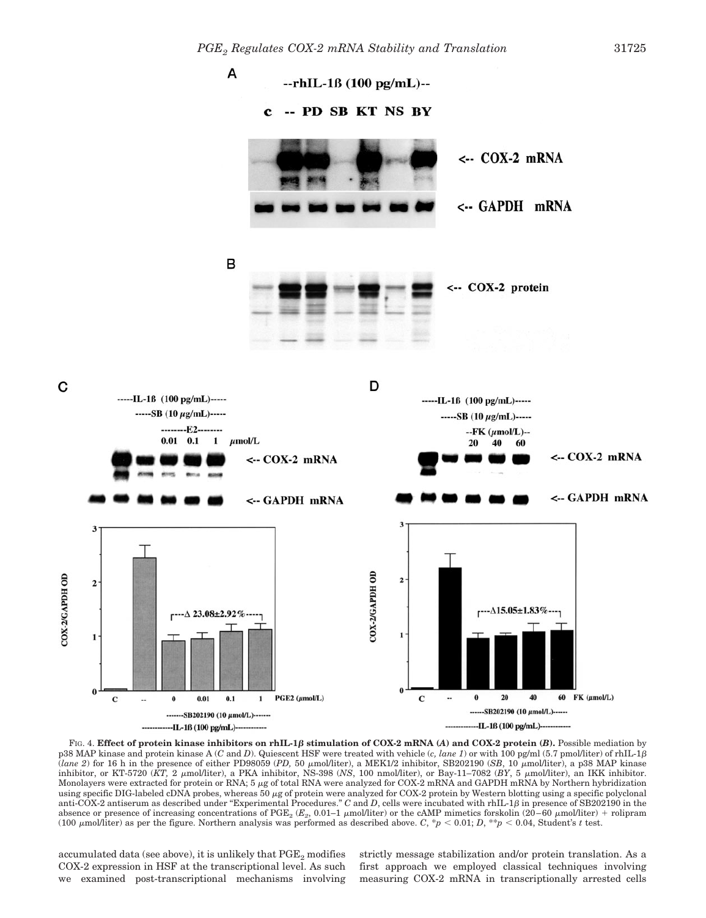FIG. 4. **Effect of protein kinase inhibitors on rhIL-1β stimulation of COX-2 mRNA (*A*) and COX-2 protein (*B*).** Possible mediation by p38 MAP kinase and protein kinase A (*C* and *D*). Quiescent HSF were treated with vehicle (*c, lane 1*) or with 100 pg/ml (5.7 pmol/liter) of rhIL-1β (*lane 2*) for 16 h in the presence of either PD98059 (*PD*, 50 μmol/liter), a MEK1/2 inhibitor, SB202190 (*SB*, 10 μmol/liter), a p38 MAP kinase inhibitor, or KT-5720 (*KT*, 2 μmol/liter), a PKA inhibitor, NS-398 (*NS*, 100 nmol/liter), or Bay-11–7082 (*BY*, 5 μmol/liter), an IKK inhibitor. Monolayers were extracted for protein or RNA; 5 μg of total RNA were analyzed for COX-2 mRNA and GAPDH mRNA by Northern hybridization using specific DIG-labeled cDNA probes, whereas 50 μg of protein were analyzed for COX-2 protein by Western blotting using a specific polyclonal anti-COX-2 antiserum as described under "Experimental Procedures." *C* and *D*, cells were incubated with rhIL-1β in presence of SB202190 in the absence or presence of increasing concentrations of $PGE_2$ ($E_2$, 0.01–1 μmol/liter) or the cAMP mimetics forskolin (20–60 μmol/liter) + rolipram (100 μmol/liter) as per the figure. Northern analysis was performed as described above. *C*, $*p < 0.01$; *D*, $**p < 0.04$, Student's *t* test.

accumulated data (see above), it is unlikely that $PGE_2$ modifies COX-2 expression in HSF at the transcriptional level. As such we examined post-transcriptional mechanisms involving strictly message stabilization and/or protein translation. As a first approach we employed classical techniques involving measuring COX-2 mRNA in transcriptionally arrested cells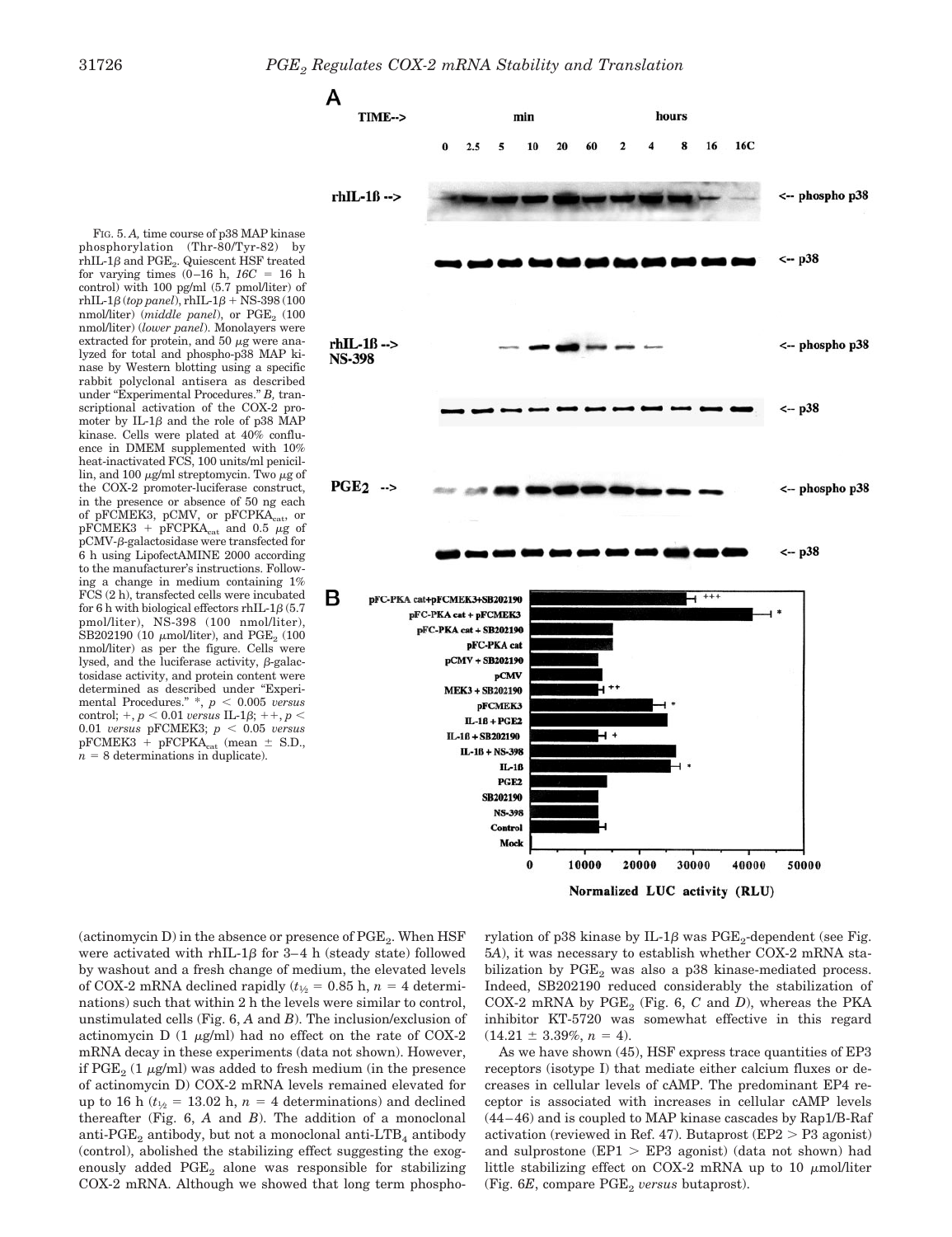FIG. 5. *A,* time course of p38 MAP kinase phosphorylation (Thr-80/Tyr-82) by rhIL-1β and $PGE_2$. Quiescent HSF treated for varying times (0–16 h, *16C* = 16 h control) with 100 pg/ml (5.7 pmol/liter) of rhIL-1β (*top panel*), rhIL-1β + NS-398 (100 nmol/liter) (*middle panel*), or $PGE_2$ (100 nmol/liter) (*lower panel*). Monolayers were extracted for protein, and 50 μg were analyzed for total and phospho-p38 MAP kinase by Western blotting using a specific rabbit polyclonal antisera as described under "Experimental Procedures." *B,* transcriptional activation of the COX-2 promoter by IL-1β and the role of p38 MAP kinase. Cells were plated at 40% confluence in DMEM supplemented with 10% heat-inactivated FCS, 100 units/ml penicillin, and 100 μg/ml streptomycin. Two μg of the COX-2 promoter-luciferase construct, in the presence or absence of 50 ng each of pFCMEK3, pCMV, or $pFCPKA_{cat}$, or pFCMEK3 + $pFCPKA_{cat}$ and 0.5 μg of pCMV-β-galactosidase were transfected for 6 h using LipofectAMINE 2000 according to the manufacturer's instructions. Following a change in medium containing 1% FCS (2 h), transfected cells were incubated for 6 h with biological effectors rhIL-1β (5.7 pmol/liter), NS-398 (100 nmol/liter), SB202190 (10 μmol/liter), and $PGE_2$ (100 nmol/liter) as per the figure. Cells were lysed, and the luciferase activity, β-galactosidase activity, and protein content were determined as described under "Experimental Procedures." *, $p < 0.005$ *versus* control; +, $p < 0.01$ *versus* IL-1β; ++, $p < 0.01$ *versus* pFCMEK3; $p < 0.05$ *versus* pFCMEK3 + $pFCPKA_{cat}$ (mean ± S.D., $n = 8$ determinations in duplicate).

(actinomycin D) in the absence or presence of $PGE_2$. When HSF were activated with rhIL-1β for 3–4 h (steady state) followed by washout and a fresh change of medium, the elevated levels of COX-2 mRNA declined rapidly ($t_{1/2}$ = 0.85 h, $n = 4$ determinations) such that within 2 h the levels were similar to control, unstimulated cells (Fig. 6, *A* and *B*). The inclusion/exclusion of actinomycin D (1 μg/ml) had no effect on the rate of COX-2 mRNA decay in these experiments (data not shown). However, if $PGE_2$ (1 μg/ml) was added to fresh medium (in the presence of actinomycin D) COX-2 mRNA levels remained elevated for up to 16 h ($t_{1/2}$ = 13.02 h, $n = 4$ determinations) and declined thereafter (Fig. 6, *A* and *B*). The addition of a monoclonal anti-$PGE_2$ antibody, but not a monoclonal anti-$LTB_4$ antibody (control), abolished the stabilizing effect suggesting the exogenously added $PGE_2$ alone was responsible for stabilizing COX-2 mRNA. Although we showed that long term phosphorylation of p38 kinase by IL-1β was $PGE_2$-dependent (see Fig. 5*A*), it was necessary to establish whether COX-2 mRNA stabilization by $PGE_2$ was also a p38 kinase-mediated process. Indeed, SB202190 reduced considerably the stabilization of COX-2 mRNA by $PGE_2$ (Fig. 6, *C* and *D*), whereas the PKA inhibitor KT-5720 was somewhat effective in this regard (14.21 ± 3.39%, $n = 4$).

As we have shown (45), HSF express trace quantities of EP3 receptors (isotype I) that mediate either calcium fluxes or decreases in cellular levels of cAMP. The predominant EP4 receptor is associated with increases in cellular cAMP levels (44–46) and is coupled to MAP kinase cascades by Rap1/B-Raf activation (reviewed in Ref. 47). Butaprost (EP2 > P3 agonist) and sulprostone (EP1 > EP3 agonist) (data not shown) had little stabilizing effect on COX-2 mRNA up to 10 μmol/liter (Fig. 6*E*, compare $PGE_2$ *versus* butaprost).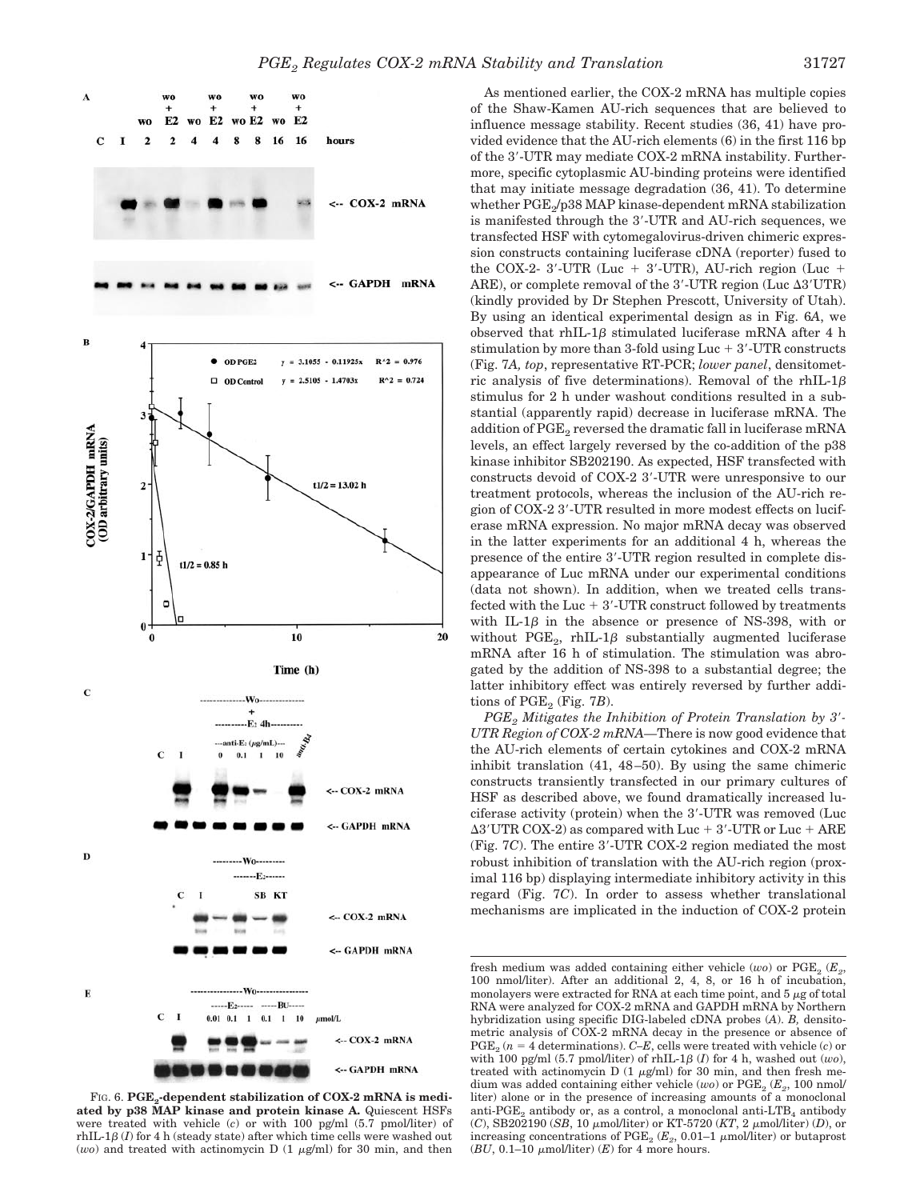FIG. 6. **$PGE_2$-dependent stabilization of COX-2 mRNA is mediated by p38 MAP kinase and protein kinase A.** Quiescent HSFs were treated with vehicle (*c*) or with 100 pg/ml (5.7 pmol/liter) of rhIL-1β (*I*) for 4 h (steady state) after which time cells were washed out (*wo*) and treated with actinomycin D (1 μg/ml) for 30 min, and then fresh medium was added containing either vehicle (*wo*) or $PGE_2$ ($E_2$, 100 nmol/liter). After an additional 2, 4, 8, or 16 h of incubation, monolayers were extracted for RNA at each time point, and 5 μg of total RNA were analyzed for COX-2 mRNA and GAPDH mRNA by Northern hybridization using specific DIG-labeled cDNA probes (*A*). *B*, densitometric analysis of COX-2 mRNA decay in the presence or absence of $PGE_2$ ($n = 4$ determinations). *C–E*, cells were treated with vehicle (*c*) or with 100 pg/ml (5.7 pmol/liter) of rhIL-1β (*I*) for 4 h, washed out (*wo*), treated with actinomycin D (1 μg/ml) for 30 min, and then fresh medium was added containing either *wo* or $PGE_2$ ($E_2$, 100 nmol/liter) alone or in the presence of increasing amounts of a monoclonal anti-$PGE_2$ antibody or, as a control, a monoclonal anti-$LTB_4$ antibody (*C*), SB202190 (*SB*, 10 μmol/liter) or KT-5720 (*KT*, 2 μmol/liter) (*D*), or increasing concentrations of $PGE_2$ ($E_2$, 0.01–1 μmol/liter) or butaprost (*BU*, 0.1–10 μmol/liter) (*E*) for 4 more hours.

As mentioned earlier, the COX-2 mRNA has multiple copies of the Shaw-Kamen AU-rich sequences that are believed to influence message stability. Recent studies (36, 41) have provided evidence that the AU-rich elements (6) in the first 116 bp of the 3′-UTR may mediate COX-2 mRNA instability. Furthermore, specific cytoplasmic AU-binding proteins were identified that may initiate message degradation (36, 41). To determine whether $PGE_2$/p38 MAP kinase-dependent mRNA stabilization is manifested through the 3′-UTR and AU-rich sequences, we transfected HSF with cytomegalovirus-driven chimeric expression constructs containing luciferase cDNA (reporter) fused to the COX-2- 3′-UTR (Luc + 3′-UTR), AU-rich region (Luc + ARE), or complete removal of the 3′-UTR region (Luc Δ3′UTR) (kindly provided by Dr Stephen Prescott, University of Utah). By using an identical experimental design as in Fig. 6*A*, we observed that rhIL-1β stimulated luciferase mRNA after 4 h stimulation by more than 3-fold using Luc + 3′-UTR constructs (Fig. 7*A*, *top*, representative RT-PCR; *lower panel*, densitometric analysis of five determinations). Removal of the rhIL-1β stimulus for 2 h under washout conditions resulted in a substantial (apparently rapid) decrease in luciferase mRNA. The addition of $PGE_2$ reversed the dramatic fall in luciferase mRNA levels, an effect largely reversed by the co-addition of the p38 kinase inhibitor SB202190. As expected, HSF transfected with constructs devoid of COX-2 3′-UTR were unresponsive to our treatment protocols, whereas the inclusion of the AU-rich region of COX-2 3′-UTR resulted in more modest effects on luciferase mRNA expression. No major mRNA decay was observed in the latter experiments for an additional 4 h, whereas the presence of the entire 3′-UTR region resulted in complete disappearance of Luc mRNA under our experimental conditions (data not shown). In addition, when we treated cells transfected with the Luc + 3′-UTR construct followed by treatments with IL-1β in the absence or presence of NS-398, with or without $PGE_2$, rhIL-1β substantially augmented luciferase mRNA after 16 h of stimulation. The stimulation was abrogated by the addition of NS-398 to a substantial degree; the latter inhibitory effect was entirely reversed by further additions of $PGE_2$ (Fig. 7*B*).

*$PGE_2$ Mitigates the Inhibition of Protein Translation by 3′-UTR Region of COX-2 mRNA*—There is now good evidence that the AU-rich elements of certain cytokines and COX-2 mRNA inhibit translation (41, 48–50). By using the same chimeric constructs transiently transfected in our primary cultures of HSF as described above, we found dramatically increased luciferase activity (protein) when the 3′-UTR was removed (Luc Δ3′UTR COX-2) as compared with Luc + 3′-UTR or Luc + ARE (Fig. 7*C*). The entire 3′-UTR COX-2 region mediated the most robust inhibition of translation with the AU-rich region (proximal 116 bp) displaying intermediate inhibitory activity in this regard (Fig. 7*C*). In order to assess whether translational mechanisms are implicated in the induction of COX-2 protein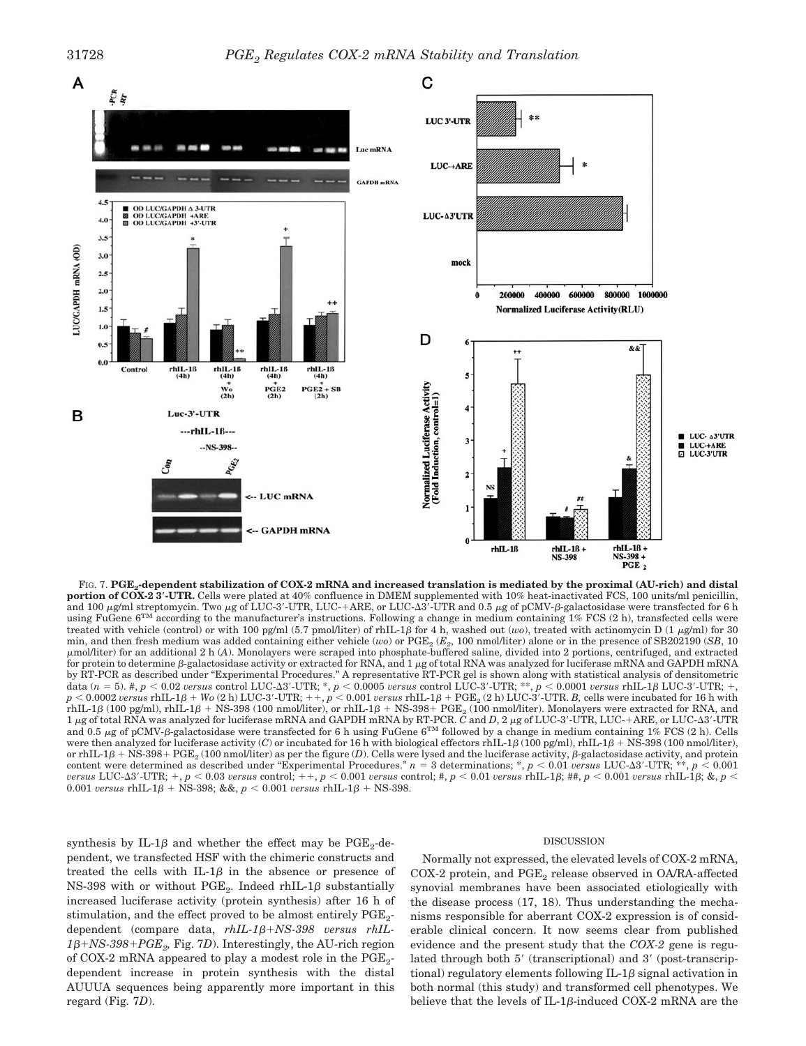FIG. 7. **$PGE_2$-dependent stabilization of COX-2 mRNA and increased translation is mediated by the proximal (AU-rich) and distal portion of COX-2 3′-UTR.** Cells were plated at 40% confluence in DMEM supplemented with 10% heat-inactivated FCS, 100 units/ml penicillin, and 100 μg/ml streptomycin. Two μg of LUC-3′-UTR, LUC-+ARE, or LUC-Δ3′-UTR and 0.5 μg of pCMV-β-galactosidase were transfected for 6 h using FuGene 6™ according to the manufacturer's instructions. Following a change in medium containing 1% FCS (2 h), transfected cells were treated with vehicle (control) or with 100 pg/ml (5.7 pmol/liter) of rhIL-1β for 4 h, washed out (*wo*), treated with actinomycin D (1 μg/ml) for 30 min, and then fresh medium was added containing either vehicle (*wo*) or $PGE_2$ ($E_2$, 100 nmol/liter) alone or in the presence of SB202190 (*SB*, 10 μmol/liter) for an additional 2 h (*A*). Monolayers were scraped into phosphate-buffered saline, divided into 2 portions, centrifuged, and extracted for protein to determine β-galactosidase activity or extracted for RNA, and 1 μg of total RNA was analyzed for luciferase mRNA and GAPDH mRNA by RT-PCR as described under "Experimental Procedures." A representative RT-PCR gel is shown along with statistical analysis of densitometric data ($n = 5$). #, $p < 0.02$ *versus* control LUC-Δ3′-UTR; *, $p < 0.0005$ *versus* control LUC-3′-UTR; **, $p < 0.0001$ *versus* rhIL-1β LUC-3′-UTR; +, $p < 0.0002$ *versus* rhIL-1β + *Wo* (2 h) LUC-3′-UTR; ++, $p < 0.001$ *versus* rhIL-1β + $PGE_2$ (2 h) LUC-3′-UTR. *B*, cells were incubated for 16 h with rhIL-1β (100 pg/ml), rhIL-1β + NS-398 (100 nmol/liter), or rhIL-1β + NS-398+ $PGE_2$ (100 nmol/liter). Monolayers were extracted for RNA, and 1 μg of total RNA was analyzed for luciferase mRNA and GAPDH mRNA by RT-PCR. *C* and *D*, 2 μg of LUC-3′-UTR, LUC-+ARE, or LUC-Δ3′-UTR and 0.5 μg of pCMV-β-galactosidase were transfected for 6 h using FuGene 6™ followed by a change in medium containing 1% FCS (2 h). Cells were then analyzed for luciferase activity (*C*) or incubated for 16 h with biological effectors rhIL-1β (100 pg/ml), rhIL-1β + NS-398 (100 nmol/liter), or rhIL-1β + NS-398+ $PGE_2$ (100 nmol/liter) as per the figure (*D*). Cells were lysed and the luciferase activity, β-galactosidase activity, and protein content were determined as described under "Experimental Procedures." $n = 3$ determinations; *, $p < 0.01$ *versus* LUC-Δ3′-UTR; **, $p < 0.001$ *versus* LUC-Δ3′-UTR; +, $p < 0.03$ *versus* control; ++, $p < 0.001$ *versus* control; #, $p < 0.01$ *versus* rhIL-1β; ##, $p < 0.001$ *versus* rhIL-1β; &, $p < 0.001$ *versus* rhIL-1β + NS-398; &&, $p < 0.001$ *versus* rhIL-1β + NS-398.

synthesis by IL-1β and whether the effect may be $PGE_2$-dependent, we transfected HSF with the chimeric constructs and treated the cells with IL-1β in the absence or presence of NS-398 with or without $PGE_2$. Indeed rhIL-1β substantially increased luciferase activity (protein synthesis) after 16 h of stimulation, and the effect proved to be almost entirely $PGE_2$-dependent (compare data, *rhIL-1β+NS-398 versus rhIL-1β+NS-398+PGE*$_2$, Fig. 7*D*). Interestingly, the AU-rich region of COX-2 mRNA appeared to play a modest role in the $PGE_2$-dependent increase in protein synthesis with the distal AUUUA sequences being apparently more important in this regard (Fig. 7*D*).

## DISCUSSION

Normally not expressed, the elevated levels of COX-2 mRNA, COX-2 protein, and $PGE_2$ release observed in OA/RA-affected synovial membranes have been associated etiologically with the disease process (17, 18). Thus understanding the mechanisms responsible for aberrant COX-2 expression is of considerable clinical concern. It now seems clear from published evidence and the present study that the *COX-2* gene is regulated through both 5′ (transcriptional) and 3′ (post-transcriptional) regulatory elements following IL-1β signal activation in both normal (this study) and transformed cell phenotypes. We believe that the levels of IL-1β-induced COX-2 mRNA are the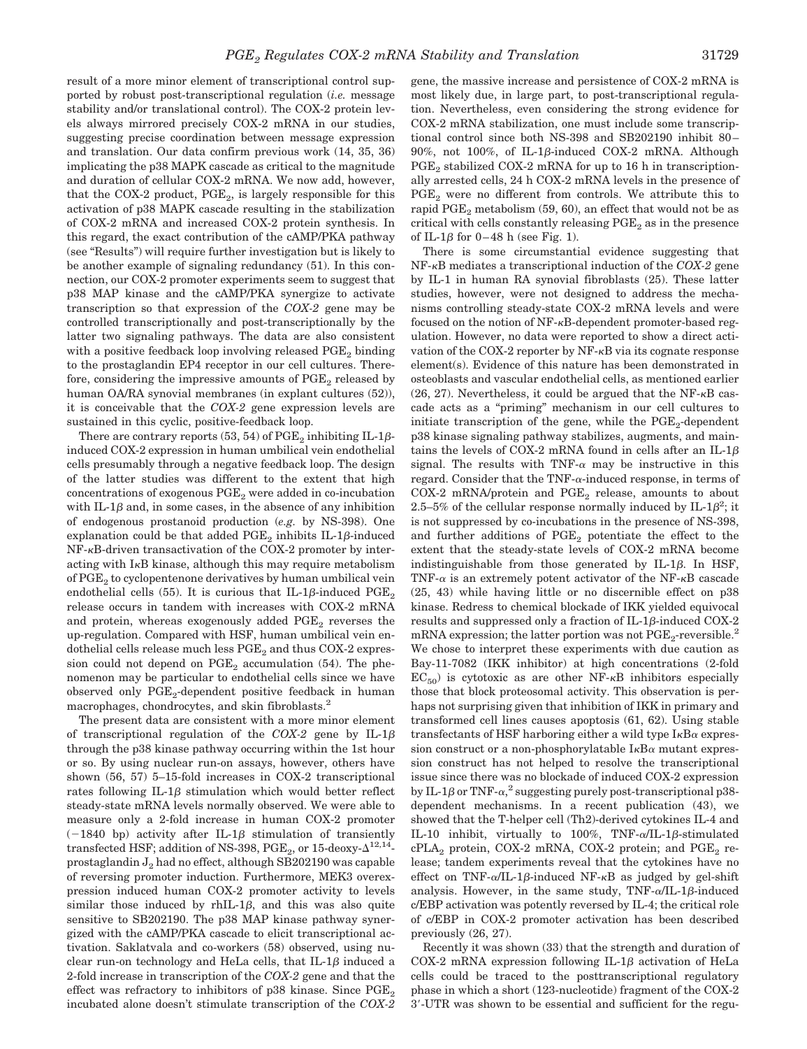result of a more minor element of transcriptional control supported by robust post-transcriptional regulation (*i.e.* message stability and/or translational control). The COX-2 protein levels always mirrored precisely COX-2 mRNA in our studies, suggesting precise coordination between message expression and translation. Our data confirm previous work (14, 35, 36) implicating the p38 MAPK cascade as critical to the magnitude and duration of cellular COX-2 mRNA. We now add, however, that the COX-2 product, $PGE_2$, is largely responsible for this activation of p38 MAPK cascade resulting in the stabilization of COX-2 mRNA and increased COX-2 protein synthesis. In this regard, the exact contribution of the cAMP/PKA pathway (see "Results") will require further investigation but is likely to be another example of signaling redundancy (51). In this connection, our COX-2 promoter experiments seem to suggest that p38 MAP kinase and the cAMP/PKA synergize to activate transcription so that expression of the *COX-2* gene may be controlled transcriptionally and post-transcriptionally by the latter two signaling pathways. The data are also consistent with a positive feedback loop involving released $PGE_2$ binding to the prostaglandin EP4 receptor in our cell cultures. Therefore, considering the impressive amounts of $PGE_2$ released by human OA/RA synovial membranes (in explant cultures (52)), it is conceivable that the *COX-2* gene expression levels are sustained in this cyclic, positive-feedback loop.

There are contrary reports (53, 54) of $PGE_2$ inhibiting IL-1β-induced COX-2 expression in human umbilical vein endothelial cells presumably through a negative feedback loop. The design of the latter studies was different to the extent that high concentrations of exogenous $PGE_2$ were added in co-incubation with IL-1β and, in some cases, in the absence of any inhibition of endogenous prostanoid production (*e.g.* by NS-398). One explanation could be that added $PGE_2$ inhibits IL-1β-induced NF-κB-driven transactivation of the COX-2 promoter by interacting with IκB kinase, although this may require metabolism of $PGE_2$ to cyclopentenone derivatives by human umbilical vein endothelial cells (55). It is curious that IL-1β-induced $PGE_2$ release occurs in tandem with increases with COX-2 mRNA and protein, whereas exogenously added $PGE_2$ reverses the up-regulation. Compared with HSF, human umbilical vein endothelial cells release much less $PGE_2$ and thus COX-2 expression could not depend on $PGE_2$ accumulation (54). The phenomenon may be particular to endothelial cells since we have observed only $PGE_2$-dependent positive feedback in human macrophages, chondrocytes, and skin fibroblasts.[2]

The present data are consistent with a more minor element of transcriptional regulation of the *COX-2* gene by IL-1β through the p38 kinase pathway occurring within the 1st hour or so. By using nuclear run-on assays, however, others have shown (56, 57) 5–15-fold increases in COX-2 transcriptional rates following IL-1β stimulation which would better reflect steady-state mRNA levels normally observed. We were able to measure only a 2-fold increase in human COX-2 promoter (−1840 bp) activity after IL-1β stimulation of transiently transfected HSF; addition of NS-398, $PGE_2$, or 15-deoxy-$\Delta^{12,14}$-prostaglandin $J_2$ had no effect, although SB202190 was capable of reversing promoter induction. Furthermore, MEK3 overexpression induced human COX-2 promoter activity to levels similar those induced by rhIL-1β, and this was also quite sensitive to SB202190. The p38 MAP kinase pathway synergized with the cAMP/PKA cascade to elicit transcriptional activation. Saklatvala and co-workers (58) observed, using nuclear run-on technology and HeLa cells, that IL-1β induced a 2-fold increase in transcription of the *COX-2* gene and that the effect was refractory to inhibitors of p38 kinase. Since $PGE_2$ incubated alone doesn't stimulate transcription of the *COX-2* gene, the massive increase and persistence of COX-2 mRNA is most likely due, in large part, to post-transcriptional regulation. Nevertheless, even considering the strong evidence for COX-2 mRNA stabilization, one must include some transcriptional control since both NS-398 and SB202190 inhibit 80–90%, not 100%, of IL-1β-induced COX-2 mRNA. Although $PGE_2$ stabilized COX-2 mRNA for up to 16 h in transcriptionally arrested cells, 24 h COX-2 mRNA levels in the presence of $PGE_2$ were no different from controls. We attribute this to rapid $PGE_2$ metabolism (59, 60), an effect that would not be as critical with cells constantly releasing $PGE_2$ as in the presence of IL-1β for 0–48 h (see Fig. 1).

There is some circumstantial evidence suggesting that NF-κB mediates a transcriptional induction of the *COX-2* gene by IL-1 in human RA synovial fibroblasts (25). These latter studies, however, were not designed to address the mechanisms controlling steady-state COX-2 mRNA levels and were focused on the notion of NF-κB-dependent promoter-based regulation. However, no data were reported to show a direct activation of the COX-2 reporter by NF-κB via its cognate response element(s). Evidence of this nature has been demonstrated in osteoblasts and vascular endothelial cells, as mentioned earlier (26, 27). Nevertheless, it could be argued that the NF-κB cascade acts as a "priming" mechanism in our cell cultures to initiate transcription of the gene, while the $PGE_2$-dependent p38 kinase signaling pathway stabilizes, augments, and maintains the levels of COX-2 mRNA found in cells after an IL-1β signal. The results with TNF-α may be instructive in this regard. Consider that the TNF-α-induced response, in terms of COX-2 mRNA/protein and $PGE_2$ release, amounts to about 2.5–5% of the cellular response normally induced by IL-1β[2]; it is not suppressed by co-incubations in the presence of NS-398, and further additions of $PGE_2$ potentiate the effect to the extent that the steady-state levels of COX-2 mRNA become indistinguishable from those generated by IL-1β. In HSF, TNF-α is an extremely potent activator of the NF-κB cascade (25, 43) while having little or no discernible effect on p38 kinase. Redress to chemical blockade of IKK yielded equivocal results and suppressed only a fraction of IL-1β-induced COX-2 mRNA expression; the latter portion was not $PGE_2$-reversible.[2] We chose to interpret these experiments with due caution as Bay-11-7082 (IKK inhibitor) at high concentrations (2-fold $EC_{50}$) is cytotoxic as are other NF-κB inhibitors especially those that block proteosomal activity. This observation is perhaps not surprising given that inhibition of IKK in primary and transformed cell lines causes apoptosis (61, 62). Using stable transfectants of HSF harboring either a wild type IκBα expression construct or a non-phosphorylatable IκBα mutant expression construct has not helped to resolve the transcriptional issue since there was no blockade of induced COX-2 expression by IL-1β or TNF-α,[2] suggesting purely post-transcriptional p38-dependent mechanisms. In a recent publication (43), we showed that the T-helper cell (Th2)-derived cytokines IL-4 and IL-10 inhibit, virtually to 100%, TNF-α/IL-1β-stimulated $cPLA_2$ protein, COX-2 mRNA, COX-2 protein; and $PGE_2$ release; tandem experiments reveal that the cytokines have no effect on TNF-α/IL-1β-induced NF-κB as judged by gel-shift analysis. However, in the same study, TNF-α/IL-1β-induced c/EBP activation was potently reversed by IL-4; the critical role of c/EBP in COX-2 promoter activation has been described previously (26, 27).

Recently it was shown (33) that the strength and duration of COX-2 mRNA expression following IL-1β activation of HeLa cells could be traced to the posttranscriptional regulatory phase in which a short (123-nucleotide) fragment of the COX-2 3′-UTR was shown to be essential and sufficient for the regu-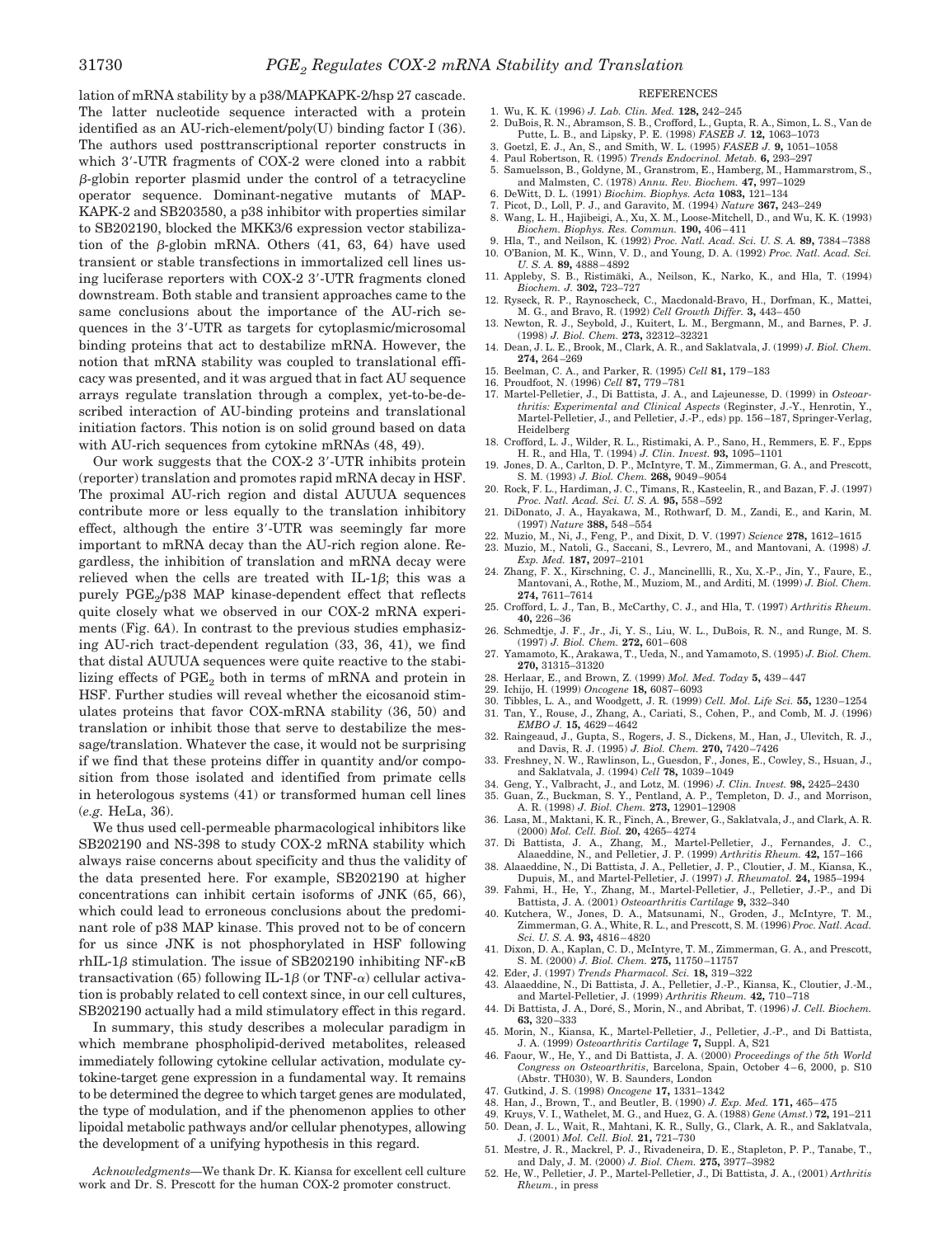lation of mRNA stability by a p38/MAPKAPK-2/hsp 27 cascade. The latter nucleotide sequence interacted with a protein identified as an AU-rich-element/poly(U) binding factor I (36). The authors used posttranscriptional reporter constructs in which 3′-UTR fragments of COX-2 were cloned into a rabbit β-globin reporter plasmid under the control of a tetracycline operator sequence. Dominant-negative mutants of MAPKAPK-2 and SB203580, a p38 inhibitor with properties similar to SB202190, blocked the MKK3/6 expression vector stabilization of the β-globin mRNA. Others (41, 63, 64) have used transient or stable transfections in immortalized cell lines using luciferase reporters with COX-2 3′-UTR fragments cloned downstream. Both stable and transient approaches came to the same conclusions about the importance of the AU-rich sequences in the 3′-UTR as targets for cytoplasmic/microsomal binding proteins that act to destabilize mRNA. However, the notion that mRNA stability was coupled to translational efficacy was presented, and it was argued that in fact AU sequence arrays regulate translation through a complex, yet-to-be-described interaction of AU-binding proteins and translational initiation factors. This notion is on solid ground based on data with AU-rich sequences from cytokine mRNAs (48, 49).

Our work suggests that the COX-2 3′-UTR inhibits protein (reporter) translation and promotes rapid mRNA decay in HSF. The proximal AU-rich region and distal AUUUA sequences contribute more or less equally to the translation inhibitory effect, although the entire 3′-UTR was seemingly far more important to mRNA decay than the AU-rich region alone. Regardless, the inhibition of translation and mRNA decay were relieved when the cells are treated with IL-1β; this was a purely $PGE_2$/p38 MAP kinase-dependent effect that reflects quite closely what we observed in our COX-2 mRNA experiments (Fig. 6*A*). In contrast to the previous studies emphasizing AU-rich tract-dependent regulation (33, 36, 41), we find that distal AUUUA sequences were quite reactive to the stabilizing effects of $PGE_2$ both in terms of mRNA and protein in HSF. Further studies will reveal whether the eicosanoid stimulates proteins that favor COX-mRNA stability (36, 50) and translation or inhibit those that serve to destabilize the message/translation. Whatever the case, it would not be surprising if we find that these proteins differ in quantity and/or composition from those isolated and identified from primate cells in heterologous systems (41) or transformed human cell lines (*e.g.* HeLa, 36).

We thus used cell-permeable pharmacological inhibitors like SB202190 and NS-398 to study COX-2 mRNA stability which always raise concerns about specificity and thus the validity of the data presented here. For example, SB202190 at higher concentrations can inhibit certain isoforms of JNK (65, 66), which could lead to erroneous conclusions about the predominant role of p38 MAP kinase. This proved not to be of concern for us since JNK is not phosphorylated in HSF following rhIL-1β stimulation. The issue of SB202190 inhibiting NF-κB transactivation (65) following IL-1β (or TNF-α) cellular activation is probably related to cell context since, in our cell cultures, SB202190 actually had a mild stimulatory effect in this regard.

In summary, this study describes a molecular paradigm in which membrane phospholipid-derived metabolites, released immediately following cytokine cellular activation, modulate cytokine-target gene expression in a fundamental way. It remains to be determined the degree to which target genes are modulated, the type of modulation, and if the phenomenon applies to other lipoidal metabolic pathways and/or cellular phenotypes, allowing the development of a unifying hypothesis in this regard.

*Acknowledgments*—We thank Dr. K. Kiansa for excellent cell culture work and Dr. S. Prescott for the human COX-2 promoter construct.

## REFERENCES

1. Wu, K. K. (1996) *J. Lab. Clin. Med.* **128,** 242–245
2. DuBois, R. N., Abramson, S. B., Crofford, L., Gupta, R. A., Simon, L. S., Van de Putte, L. B., and Lipsky, P. E. (1998) *FASEB J.* **12,** 1063–1073
3. Goetzl, E. J., An, S., and Smith, W. L. (1995) *FASEB J.* **9,** 1051–1058
4. Paul Robertson, R. (1995) *Trends Endocrinol. Metab.* **6,** 293–297
5. Samuelsson, B., Goldyne, M., Granstrom, E., Hamberg, M., Hammarstrom, S., and Malmsten, C. (1978) *Annu. Rev. Biochem.* **47,** 997–1029
6. DeWitt, D. L. (1991) *Biochim. Biophys. Acta* **1083,** 121–134
7. Picot, D., Loll, P. J., and Garavito, M. (1994) *Nature* **367,** 243–249
8. Wang, L. H., Hajibeigi, A., Xu, X. M., Loose-Mitchell, D., and Wu, K. K. (1993) *Biochem. Biophys. Res. Commun.* **190,** 406–411
9. Hla, T., and Neilson, K. (1992) *Proc. Natl. Acad. Sci. U. S. A.* **89,** 7384–7388
10. O'Banion, M. K., Winn, V. D., and Young, D. A. (1992) *Proc. Natl. Acad. Sci. U. S. A.* **89,** 4888–4892
11. Appleby, S. B., Ristimäki, A., Neilson, K., Narko, K., and Hla, T. (1994) *Biochem. J.* **302,** 723–727
12. Ryseck, R. P., Raynoscheck, C., Macdonald-Bravo, H., Dorfman, K., Mattei, M. G., and Bravo, R. (1992) *Cell Growth Differ.* **3,** 443–450
13. Newton, R. J., Seybold, J., Kuitert, L. M., Bergmann, M., and Barnes, P. J. (1998) *J. Biol. Chem.* **273,** 32312–32321
14. Dean, J. L. E., Brook, M., Clark, A. R., and Saklatvala, J. (1999) *J. Biol. Chem.* **274,** 264–269
15. Beelman, C. A., and Parker, R. (1995) *Cell* **81,** 179–183
16. Proudfoot, N. (1996) *Cell* **87,** 779–781
17. Martel-Pelletier, J., Di Battista, J. A., and Lajeunesse, D. (1999) in *Osteoarthritis: Experimental and Clinical Aspects* (Reginster, J.-Y., Henrotin, Y., Martel-Pelletier, J., and Pelletier, J.-P., eds) pp. 156–187, Springer-Verlag, Heidelberg
18. Crofford, L. J., Wilder, R. L., Ristimaki, A. P., Sano, H., Remmers, E. F., Epps H. R., and Hla, T. (1994) *J. Clin. Invest.* **93,** 1095–1101
19. Jones, D. A., Carlton, D. P., McIntyre, T. M., Zimmerman, G. A., and Prescott, S. M. (1993) *J. Biol. Chem.* **268,** 9049–9054
20. Rock, F. L., Hardiman, J. C., Timans, R., Kasteelin, R., and Bazan, F. J. (1997) *Proc. Natl. Acad. Sci. U. S. A.* **95,** 558–592
21. DiDonato, J. A., Hayakawa, M., Rothwarf, D. M., Zandi, E., and Karin, M. (1997) *Nature* **388,** 548–554
22. Muzio, M., Ni, J., Feng, P., and Dixit, D. V. (1997) *Science* **278,** 1612–1615
23. Muzio, M., Natoli, G., Saccani, S., Levrero, M., and Mantovani, A. (1998) *J. Exp. Med.* **187,** 2097–2101
24. Zhang, F. X., Kirschning, C. J., Mancinellli, R., Xu, X.-P., Jin, Y., Faure, E., Mantovani, A., Rothe, M., Muziom, M., and Arditi, M. (1999) *J. Biol. Chem.* **274,** 7611–7614
25. Crofford, L. J., Tan, B., McCarthy, C. J., and Hla, T. (1997) *Arthritis Rheum.* **40,** 226–36
26. Schmedtje, J. F., Jr., Ji, Y. S., Liu, W. L., DuBois, R. N., and Runge, M. S. (1997) *J. Biol. Chem.* **272,** 601–608
27. Yamamoto, K., Arakawa, T., Ueda, N., and Yamamoto, S. (1995) *J. Biol. Chem.* **270,** 31315–31320
28. Herlaar, E., and Brown, Z. (1999) *Mol. Med. Today* **5,** 439–447
29. Ichijo, H. (1999) *Oncogene* **18,** 6087–6093
30. Tibbles, L. A., and Woodgett, J. R. (1999) *Cell. Mol. Life Sci.* **55,** 1230–1254
31. Tan, Y., Rouse, J., Zhang, A., Cariati, S., Cohen, P., and Comb, M. J. (1996) *EMBO J.* **15,** 4629–4642
32. Raingeaud, J., Gupta, S., Rogers, J. S., Dickens, M., Han, J., Ulevitch, R. J., and Davis, R. J. (1995) *J. Biol. Chem.* **270,** 7420–7426
33. Freshney, N. W., Rawlinson, L., Guesdon, F., Jones, E., Cowley, S., Hsuan, J., and Saklatvala, J. (1994) *Cell* **78,** 1039–1049
34. Geng, Y., Valbracht, J., and Lotz, M. (1996) *J. Clin. Invest.* **98,** 2425–2430
35. Guan, Z., Buckman, S. Y., Pentland, A. P., Templeton, D. J., and Morrison, A. R. (1998) *J. Biol. Chem.* **273,** 12901–12908
36. Lasa, M., Maktani, K. R., Finch, A., Brewer, G., Saklatvala, J., and Clark, A. R. (2000) *Mol. Cell. Biol.* **20,** 4265–4274
37. Di Battista, J. A., Zhang, M., Martel-Pelletier, J., Fernandes, J. C., Alaaeddine, N., and Pelletier, J. P. (1999) *Arthritis Rheum.* **42,** 157–166
38. Alaaeddine, N., Di Battista, J. A., Pelletier, J. P., Cloutier, J. M., Kiansa, K., Dupuis, M., and Martel-Pelletier, J. (1997) *J. Rheumatol.* **24,** 1985–1994
39. Fahmi, H., He, Y., Zhang, M., Martel-Pelletier, J., Pelletier, J.-P., and Di Battista, J. A. (2001) *Osteoarthritis Cartilage* **9,** 332–340
40. Kutchera, W., Jones, D. A., Matsunami, N., Groden, J., McIntyre, T. M., Zimmerman, G. A., White, R. L., and Prescott, S. M. (1996) *Proc. Natl. Acad. Sci. U. S. A.* **93,** 4816–4820
41. Dixon, D. A., Kaplan, C. D., McIntyre, T. M., Zimmerman, G. A., and Prescott, S. M. (2000) *J. Biol. Chem.* **275,** 11750–11757
42. Eder, J. (1997) *Trends Pharmacol. Sci.* **18,** 319–322
43. Alaaeddine, N., Di Battista, J. A., Pelletier, J.-P., Kiansa, K., Cloutier, J.-M., and Martel-Pelletier, J. (1999) *Arthritis Rheum.* **42,** 710–718
44. Di Battista, J. A., Doré, S., Morin, N., and Abribat, T. (1996) *J. Cell. Biochem.* **63,** 320–333
45. Morin, N., Kiansa, K., Martel-Pelletier, J., Pelletier, J.-P., and Di Battista, J. A. (1999) *Osteoarthritis Cartilage* **7,** Suppl. A, S21
46. Faour, W., He, Y., and Di Battista, J. A. (2000) *Proceedings of the 5th World Congress on Osteoarthritis*, Barcelona, Spain, October 4–6, 2000, p. S10 (Abstr. TH030), W. B. Saunders, London
47. Gutkind, J. S. (1998) *Oncogene* **17,** 1331–1342
48. Han, J., Brown, T., and Beutler, B. (1990) *J. Exp. Med.* **171,** 465–475
49. Kruys, V. I., Wathelet, M. G., and Huez, G. A. (1988) *Gene* (*Amst.*) **72,** 191–211
50. Dean, J. L., Wait, R., Mahtani, K. R., Sully, G., Clark, A. R., and Saklatvala, J. (2001) *Mol. Cell. Biol.* **21,** 721–730
51. Mestre, J. R., Mackrel, P. J., Rivadeneira, D. E., Stapleton, P. P., Tanabe, T., and Daly, J. M. (2000) *J. Biol. Chem.* **275,** 3977–3982
52. He, W., Pelletier, J. P., Martel-Pelletier, J., Di Battista, J. A., (2001) *Arthritis Rheum.*, in press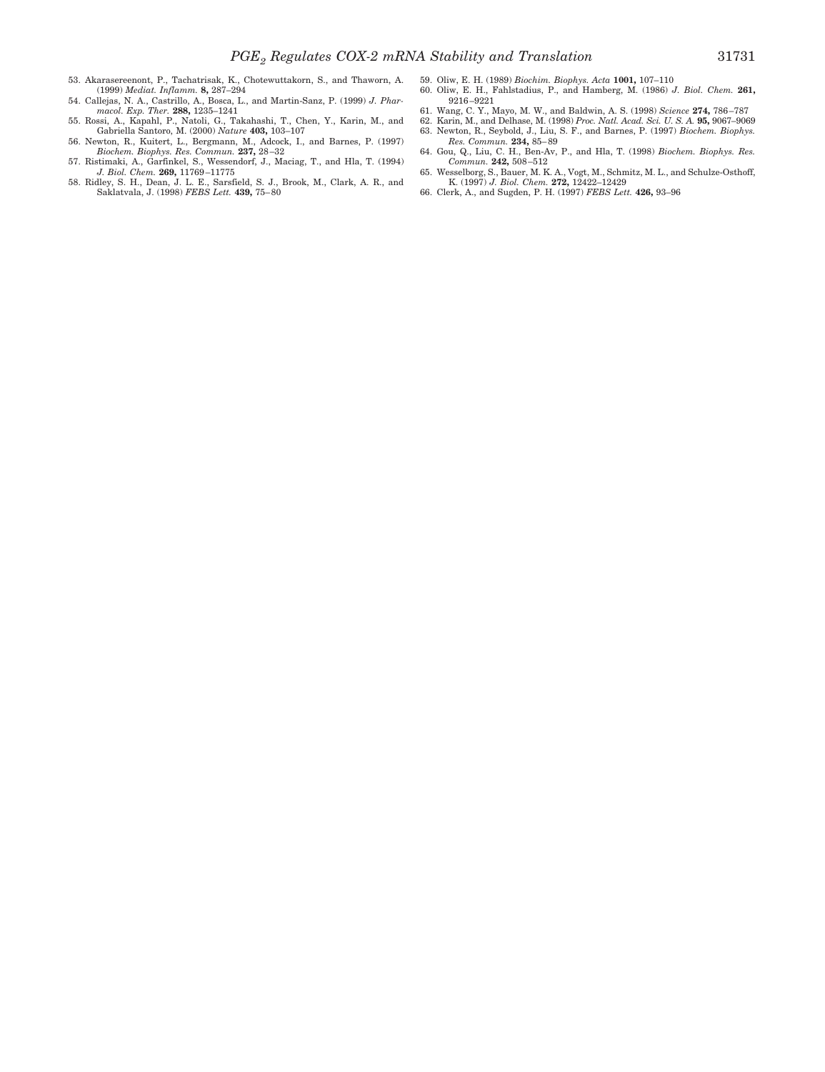53. Akarasereenont, P., Tachatrisak, K., Chotewuttakorn, S., and Thaworn, A. (1999) *Mediat. Inflamm.* **8,** 287–294
54. Callejas, N. A., Castrillo, A., Bosca, L., and Martin-Sanz, P. (1999) *J. Pharmacol. Exp. Ther.* **288,** 1235–1241
55. Rossi, A., Kapahl, P., Natoli, G., Takahashi, T., Chen, Y., Karin, M., and Gabriella Santoro, M. (2000) *Nature* **403,** 103–107
56. Newton, R., Kuitert, L., Bergmann, M., Adcock, I., and Barnes, P. (1997) *Biochem. Biophys. Res. Commun.* **237,** 28–32
57. Ristimaki, A., Garfinkel, S., Wessendorf, J., Maciag, T., and Hla, T. (1994) *J. Biol. Chem.* **269,** 11769–11775
58. Ridley, S. H., Dean, J. L. E., Sarsfield, S. J., Brook, M., Clark, A. R., and Saklatvala, J. (1998) *FEBS Lett.* **439,** 75–80
59. Oliw, E. H. (1989) *Biochim. Biophys. Acta* **1001,** 107–110
60. Oliw, E. H., Fahlstadius, P., and Hamberg, M. (1986) *J. Biol. Chem.* **261,** 9216–9221
61. Wang, C. Y., Mayo, M. W., and Baldwin, A. S. (1998) *Science* **274,** 786–787
62. Karin, M., and Delhase, M. (1998) *Proc. Natl. Acad. Sci. U. S. A.* **95,** 9067–9069
63. Newton, R., Seybold, J., Liu, S. F., and Barnes, P. (1997) *Biochem. Biophys. Res. Commun.* **234,** 85–89
64. Gou, Q., Liu, C. H., Ben-Av, P., and Hla, T. (1998) *Biochem. Biophys. Res. Commun.* **242,** 508–512
65. Wesselborg, S., Bauer, M. K. A., Vogt, M., Schmitz, M. L., and Schulze-Osthoff, K. (1997) *J. Biol. Chem.* **272,** 12422–12429
66. Clerk, A., and Sugden, P. H. (1997) *FEBS Lett.* **426,** 93–96